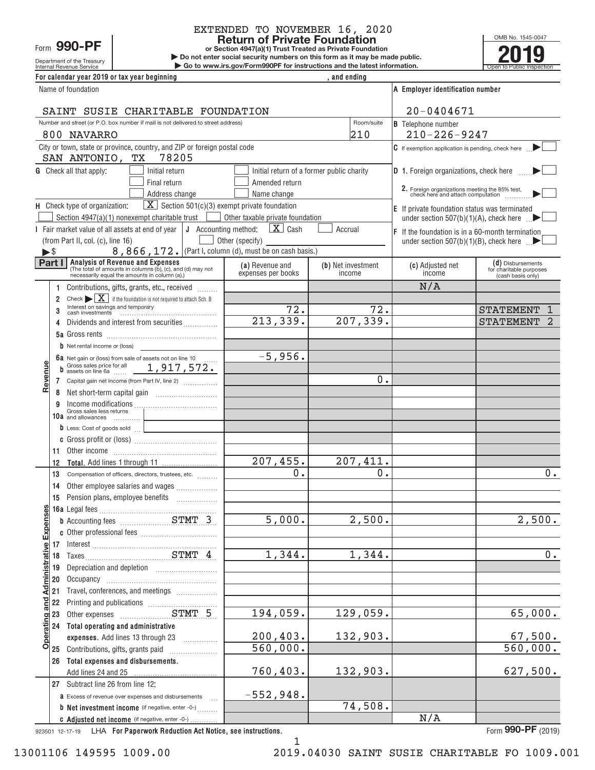EXTENDED TO NOVEMBER 16, 2020

Form **990-PF**

Department of the Treasury
Internal Revenue Service

# Return of Private Foundation

**or Section 4947(a)(1) Trust Treated as Private Foundation**

▶ Do not enter social security numbers on this form as it may be made public.
▶ Go to www.irs.gov/Form990PF for instructions and the latest information.

OMB No. 1545-0047

**2019**

Open to Public Inspection

For calendar year 2019 or tax year beginning , and ending

Name of foundation: SAINT SUSIE CHARITABLE FOUNDATION

A Employer identification number: 20-0404671

Number and street (or P.O. box number if mail is not delivered to street address): 800 NAVARRO — Room/suite: 210

B Telephone number: 210-226-9247

City or town, state or province, country, and ZIP or foreign postal code: SAN ANTONIO, TX 78205

C If exemption application is pending, check here ▶ [ ]

G Check all that apply: [ ] Initial return [ ] Initial return of a former public charity [ ] Final return [ ] Amended return [ ] Address change [ ] Name change

D 1. Foreign organizations, check here ▶ [ ]
2. Foreign organizations meeting the 85% test, check here and attach computation ▶ [ ]

H Check type of organization: [X] Section 501(c)(3) exempt private foundation [ ] Section 4947(a)(1) nonexempt charitable trust [ ] Other taxable private foundation

E If private foundation status was terminated under section 507(b)(1)(A), check here ▶ [ ]

I Fair market value of all assets at end of year (from Part II, col. (c), line 16) ▶$ 8,866,172.

J Accounting method: [X] Cash [ ] Accrual [ ] Other (specify) (Part I, column (d), must be on cash basis.)

F If the foundation is in a 60-month termination under section 507(b)(1)(B), check here ▶ [ ]

**Part I Analysis of Revenue and Expenses** (The total of amounts in columns (b), (c), and (d) may not necessarily equal the amounts in column (a).)

| | Line | (a) Revenue and expenses per books | (b) Net investment income | (c) Adjusted net income | (d) Disbursements for charitable purposes (cash basis only) |
|---|---|---|---|---|---|
| Revenue | 1 Contributions, gifts, grants, etc., received | | | N/A | |
| | 2 Check ▶ [X] if the foundation is not required to attach Sch. B | | | | |
| | 3 Interest on savings and temporary cash investments | 72. | 72. | | STATEMENT 1 |
| | 4 Dividends and interest from securities | 213,339. | 207,339. | | STATEMENT 2 |
| | 5a Gross rents | | | | |
| | b Net rental income or (loss) | | | | |
| | 6a Net gain or (loss) from sale of assets not on line 10 | -5,956. | | | |
| | b Gross sales price for all assets on line 6a 1,917,572. | | | | |
| | 7 Capital gain net income (from Part IV, line 2) | | 0. | | |
| | 8 Net short-term capital gain | | | | |
| | 9 Income modifications | | | | |
| | 10a Gross sales less returns and allowances | | | | |
| | b Less: Cost of goods sold | | | | |
| | c Gross profit or (loss) | | | | |
| | 11 Other income | | | | |
| | 12 **Total.** Add lines 1 through 11 | 207,455. | 207,411. | | |
| Operating and Administrative Expenses | 13 Compensation of officers, directors, trustees, etc. | 0. | 0. | | 0. |
| | 14 Other employee salaries and wages | | | | |
| | 15 Pension plans, employee benefits | | | | |
| | 16a Legal fees | | | | |
| | b Accounting fees STMT 3 | 5,000. | 2,500. | | 2,500. |
| | c Other professional fees | | | | |
| | 17 Interest | | | | |
| | 18 Taxes STMT 4 | 1,344. | 1,344. | | 0. |
| | 19 Depreciation and depletion | | | | |
| | 20 Occupancy | | | | |
| | 21 Travel, conferences, and meetings | | | | |
| | 22 Printing and publications | | | | |
| | 23 Other expenses STMT 5 | 194,059. | 129,059. | | 65,000. |
| | 24 **Total operating and administrative expenses.** Add lines 13 through 23 | 200,403. | 132,903. | | 67,500. |
| | 25 Contributions, gifts, grants paid | 560,000. | | | 560,000. |
| | 26 **Total expenses and disbursements.** Add lines 24 and 25 | 760,403. | 132,903. | | 627,500. |
| | 27 Subtract line 26 from line 12: | | | | |
| | a Excess of revenue over expenses and disbursements | -552,948. | | | |
| | b **Net investment income** (if negative, enter -0-) | | 74,508. | | |
| | c **Adjusted net income** (if negative, enter -0-) | | | N/A | |

923501 12-17-19 LHA For Paperwork Reduction Act Notice, see instructions. Form **990-PF** (2019)

13001106 149595 1009.00 2019.04030 SAINT SUSIE CHARITABLE FO 1009.001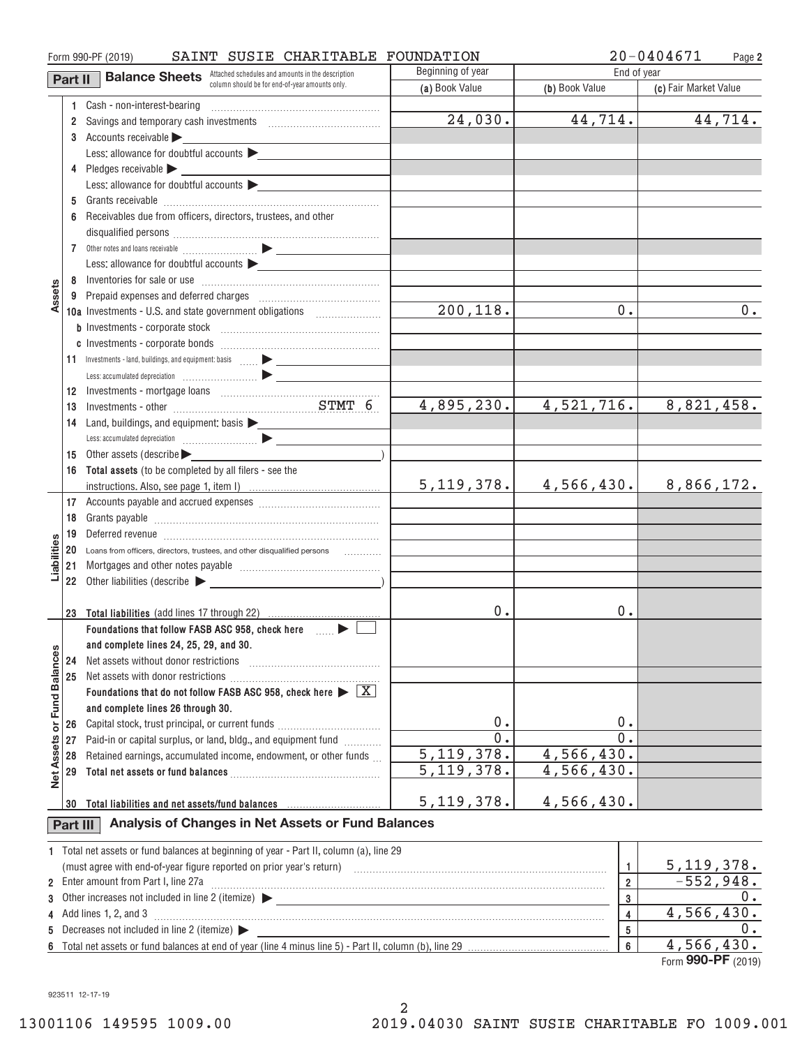Form 990-PF (2019) SAINT SUSIE CHARITABLE FOUNDATION 20-0404671

## Part II Balance Sheets

Attached schedules and amounts in the description column should be for end-of-year amounts only.

| | | Beginning of year | End of year | |
|---|---|---|---|---|
| | | (a) Book Value | (b) Book Value | (c) Fair Market Value |
| **Assets** | 1 Cash - non-interest-bearing | | | |
| | 2 Savings and temporary cash investments | 24,030. | 44,714. | 44,714. |
| | 3 Accounts receivable ▶ | | | |
| | Less: allowance for doubtful accounts ▶ | | | |
| | 4 Pledges receivable ▶ | | | |
| | Less: allowance for doubtful accounts ▶ | | | |
| | 5 Grants receivable | | | |
| | 6 Receivables due from officers, directors, trustees, and other disqualified persons | | | |
| | 7 Other notes and loans receivable ▶ | | | |
| | Less: allowance for doubtful accounts ▶ | | | |
| | 8 Inventories for sale or use | | | |
| | 9 Prepaid expenses and deferred charges | | | |
| | 10a Investments - U.S. and state government obligations | 200,118. | 0. | 0. |
| | b Investments - corporate stock | | | |
| | c Investments - corporate bonds | | | |
| | 11 Investments - land, buildings, and equipment: basis ▶ | | | |
| | Less: accumulated depreciation ▶ | | | |
| | 12 Investments - mortgage loans | | | |
| | 13 Investments - other STMT 6 | 4,895,230. | 4,521,716. | 8,821,458. |
| | 14 Land, buildings, and equipment: basis ▶ | | | |
| | Less: accumulated depreciation ▶ | | | |
| | 15 Other assets (describe ▶ ) | | | |
| | 16 **Total assets** (to be completed by all filers - see the instructions. Also, see page 1, item I) | 5,119,378. | 4,566,430. | 8,866,172. |
| **Liabilities** | 17 Accounts payable and accrued expenses | | | |
| | 18 Grants payable | | | |
| | 19 Deferred revenue | | | |
| | 20 Loans from officers, directors, trustees, and other disqualified persons | | | |
| | 21 Mortgages and other notes payable | | | |
| | 22 Other liabilities (describe ▶ ) | | | |
| | 23 **Total liabilities** (add lines 17 through 22) | 0. | 0. | |
| **Net Assets or Fund Balances** | **Foundations that follow FASB ASC 958, check here** ▶ ☐ **and complete lines 24, 25, 29, and 30.** | | | |
| | 24 Net assets without donor restrictions | | | |
| | 25 Net assets with donor restrictions | | | |
| | **Foundations that do not follow FASB ASC 958, check here** ▶ ☒ **and complete lines 26 through 30.** | | | |
| | 26 Capital stock, trust principal, or current funds | 0. | 0. | |
| | 27 Paid-in or capital surplus, or land, bldg., and equipment fund | 0. | 0. | |
| | 28 Retained earnings, accumulated income, endowment, or other funds | 5,119,378. | 4,566,430. | |
| | 29 **Total net assets or fund balances** | 5,119,378. | 4,566,430. | |
| | 30 **Total liabilities and net assets/fund balances** | 5,119,378. | 4,566,430. | |

## Part III Analysis of Changes in Net Assets or Fund Balances

| | | | |
|---|---|---|---|
| 1 | Total net assets or fund balances at beginning of year - Part II, column (a), line 29 (must agree with end-of-year figure reported on prior year's return) | 1 | 5,119,378. |
| 2 | Enter amount from Part I, line 27a | 2 | -552,948. |
| 3 | Other increases not included in line 2 (itemize) ▶ | 3 | 0. |
| 4 | Add lines 1, 2, and 3 | 4 | 4,566,430. |
| 5 | Decreases not included in line 2 (itemize) ▶ | 5 | 0. |
| 6 | Total net assets or fund balances at end of year (line 4 minus line 5) - Part II, column (b), line 29 | 6 | 4,566,430. |

Form **990-PF** (2019)

923511 12-17-19

13001106 149595 1009.00 2019.04030 SAINT SUSIE CHARITABLE FO 1009.001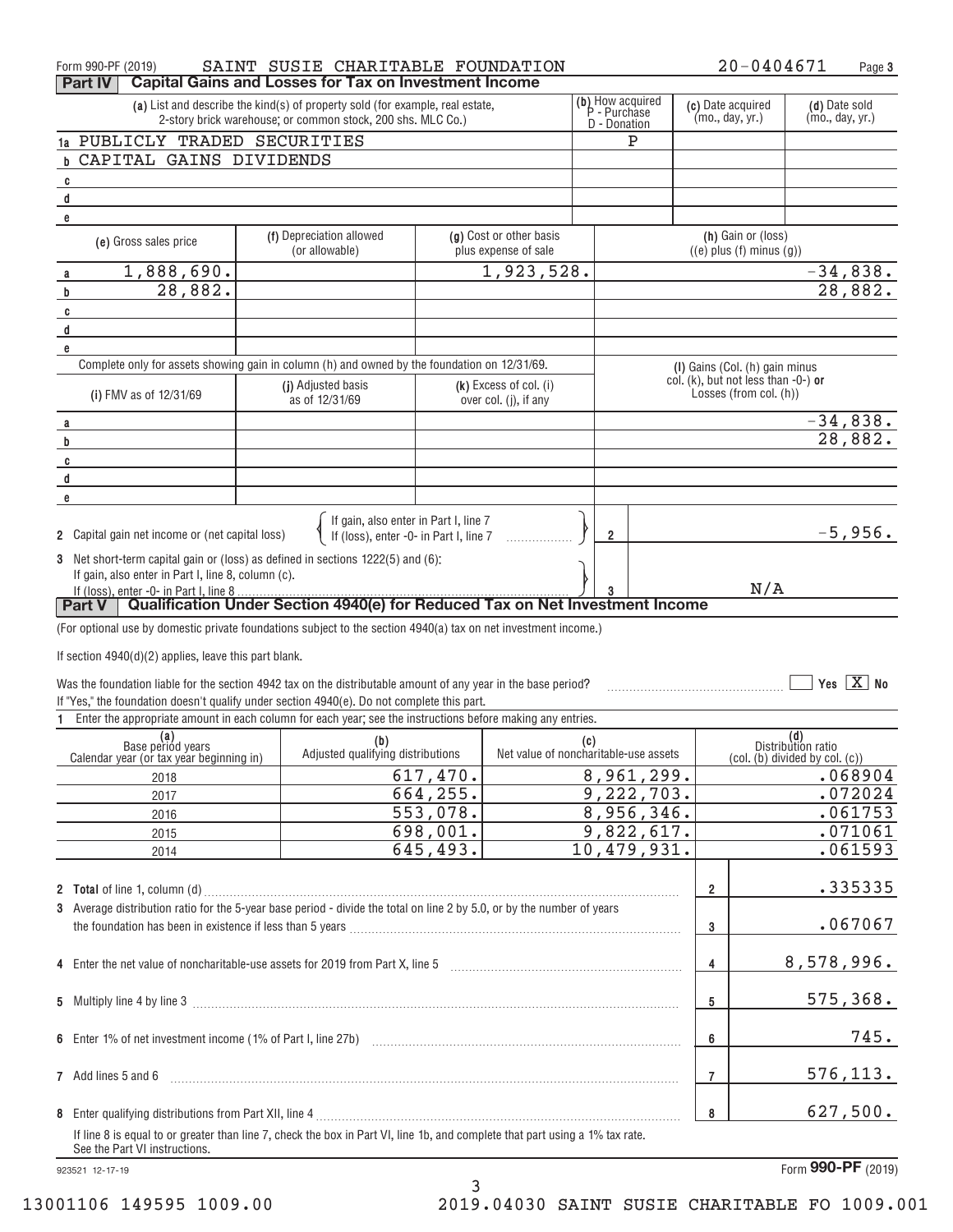Form 990-PF (2019) SAINT SUSIE CHARITABLE FOUNDATION 20-0404671

## Part IV Capital Gains and Losses for Tax on Investment Income

| | (a) List and describe the kind(s) of property sold (for example, real estate, 2-story brick warehouse; or common stock, 200 shs. MLC Co.) | (b) How acquired P - Purchase D - Donation | (c) Date acquired (mo., day, yr.) | (d) Date sold (mo., day, yr.) |
|---|---|---|---|---|
| 1a | PUBLICLY TRADED SECURITIES | P | | |
| b | CAPITAL GAINS DIVIDENDS | | | |
| c | | | | |
| d | | | | |
| e | | | | |

| | (e) Gross sales price | (f) Depreciation allowed (or allowable) | (g) Cost or other basis plus expense of sale | (h) Gain or (loss) ((e) plus (f) minus (g)) |
|---|---|---|---|---|
| a | 1,888,690. | | 1,923,528. | -34,838. |
| b | 28,882. | | | 28,882. |
| c | | | | |
| d | | | | |
| e | | | | |

Complete only for assets showing gain in column (h) and owned by the foundation on 12/31/69.

| | (i) FMV as of 12/31/69 | (j) Adjusted basis as of 12/31/69 | (k) Excess of col. (i) over col. (j), if any | (l) Gains (Col. (h) gain minus col. (k), but not less than -0-) or Losses (from col. (h)) |
|---|---|---|---|---|
| a | | | | -34,838. |
| b | | | | 28,882. |
| c | | | | |
| d | | | | |
| e | | | | |

2 Capital gain net income or (net capital loss) { If gain, also enter in Part I, line 7 / If (loss), enter -0- in Part I, line 7 } — **2** — -5,956.

3 Net short-term capital gain or (loss) as defined in sections 1222(5) and (6): If gain, also enter in Part I, line 8, column (c). If (loss), enter -0- in Part I, line 8 — **3** — N/A

## Part V Qualification Under Section 4940(e) for Reduced Tax on Net Investment Income

(For optional use by domestic private foundations subject to the section 4940(a) tax on net investment income.)

If section 4940(d)(2) applies, leave this part blank.

Was the foundation liable for the section 4942 tax on the distributable amount of any year in the base period? ☐ Yes ☒ No

If "Yes," the foundation doesn't qualify under section 4940(e). Do not complete this part.

1 Enter the appropriate amount in each column for each year; see the instructions before making any entries.

| (a) Base period years Calendar year (or tax year beginning in) | (b) Adjusted qualifying distributions | (c) Net value of noncharitable-use assets | (d) Distribution ratio (col. (b) divided by col. (c)) |
|---|---|---|---|
| 2018 | 617,470. | 8,961,299. | .068904 |
| 2017 | 664,255. | 9,222,703. | .072024 |
| 2016 | 553,078. | 8,956,346. | .061753 |
| 2015 | 698,001. | 9,822,617. | .071061 |
| 2014 | 645,493. | 10,479,931. | .061593 |

| | | Line | Amount |
|---|---|---|---|
| 2 | **Total** of line 1, column (d) | 2 | .335335 |
| 3 | Average distribution ratio for the 5-year base period - divide the total on line 2 by 5.0, or by the number of years the foundation has been in existence if less than 5 years | 3 | .067067 |
| 4 | Enter the net value of noncharitable-use assets for 2019 from Part X, line 5 | 4 | 8,578,996. |
| 5 | Multiply line 4 by line 3 | 5 | 575,368. |
| 6 | Enter 1% of net investment income (1% of Part I, line 27b) | 6 | 745. |
| 7 | Add lines 5 and 6 | 7 | 576,113. |
| 8 | Enter qualifying distributions from Part XII, line 4 | 8 | 627,500. |

If line 8 is equal to or greater than line 7, check the box in Part VI, line 1b, and complete that part using a 1% tax rate. See the Part VI instructions.

923521 12-17-19 Form **990-PF** (2019)

13001106 149595 1009.00 2019.04030 SAINT SUSIE CHARITABLE FO 1009.001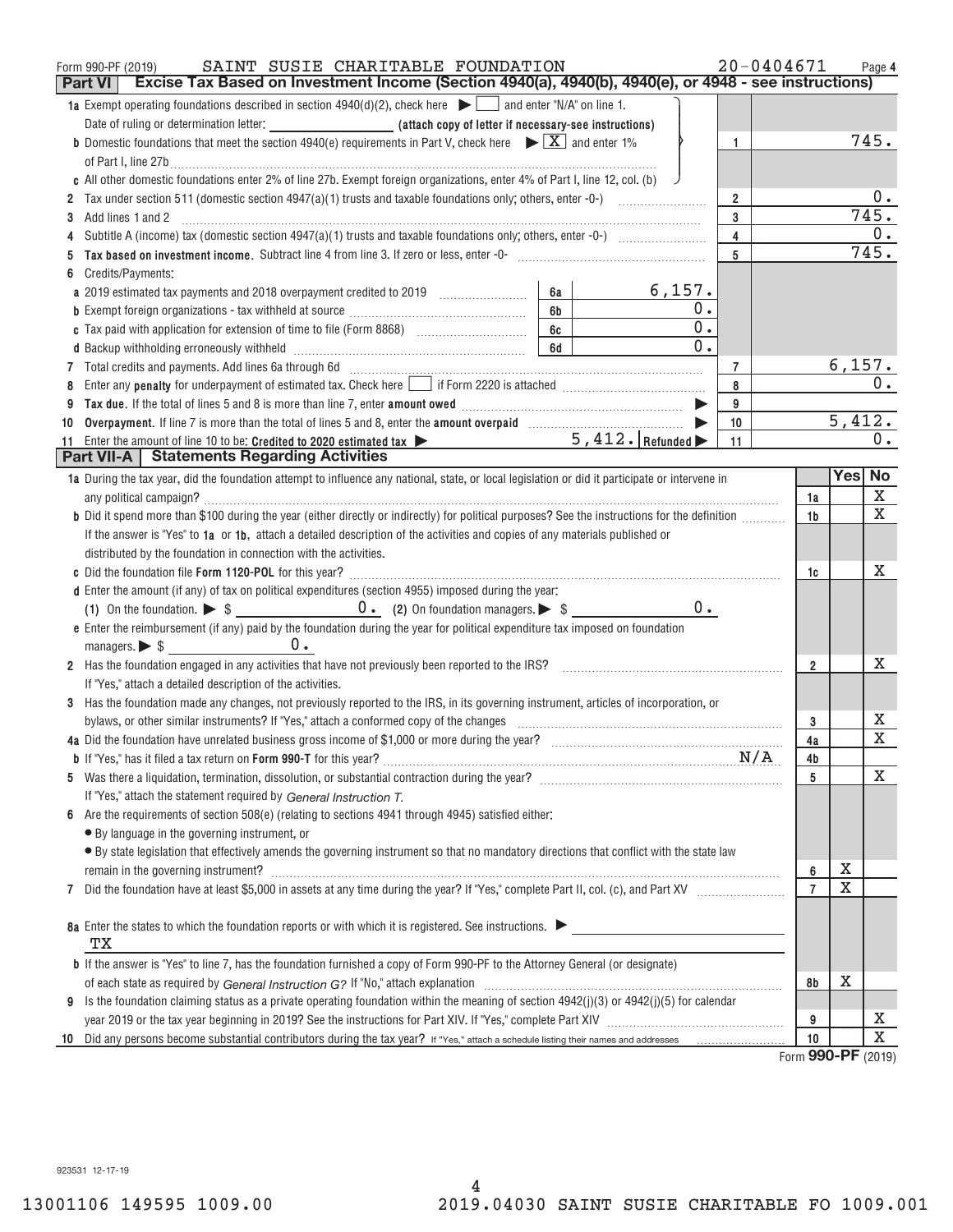Form 990-PF (2019) SAINT SUSIE CHARITABLE FOUNDATION 20-0404671 Page 4

## Part VI Excise Tax Based on Investment Income (Section 4940(a), 4940(b), 4940(e), or 4948 - see instructions)

| | | | |
|---|---|---|---|
| **1a** Exempt operating foundations described in section 4940(d)(2), check here ▶ ☐ and enter "N/A" on line 1. | | | |
| Date of ruling or determination letter: ______ (attach copy of letter if necessary-see instructions) | | | |
| **b** Domestic foundations that meet the section 4940(e) requirements in Part V, check here ▶ ☒ and enter 1% of Part I, line 27b | | 1 | 745. |
| **c** All other domestic foundations enter 2% of line 27b. Exempt foreign organizations, enter 4% of Part I, line 12, col. (b) | | | |
| **2** Tax under section 511 (domestic section 4947(a)(1) trusts and taxable foundations only; others, enter -0-) | | 2 | 0. |
| **3** Add lines 1 and 2 | | 3 | 745. |
| **4** Subtitle A (income) tax (domestic section 4947(a)(1) trusts and taxable foundations only; others, enter -0-) | | 4 | 0. |
| **5** **Tax based on investment income.** Subtract line 4 from line 3. If zero or less, enter -0- | | 5 | 745. |
| **6** Credits/Payments: | | | |
| **a** 2019 estimated tax payments and 2018 overpayment credited to 2019 | 6a 6,157. | | |
| **b** Exempt foreign organizations - tax withheld at source | 6b 0. | | |
| **c** Tax paid with application for extension of time to file (Form 8868) | 6c 0. | | |
| **d** Backup withholding erroneously withheld | 6d 0. | | |
| **7** Total credits and payments. Add lines 6a through 6d | | 7 | 6,157. |
| **8** Enter any **penalty** for underpayment of estimated tax. Check here ☐ if Form 2220 is attached | | 8 | 0. |
| **9** **Tax due.** If the total of lines 5 and 8 is more than line 7, enter **amount owed** ▶ | | 9 | |
| **10** **Overpayment.** If line 7 is more than the total of lines 5 and 8, enter the **amount overpaid** ▶ | | 10 | 5,412. |
| **11** Enter the amount of line 10 to be: **Credited to 2020 estimated tax** ▶ | 5,412. **Refunded** ▶ | 11 | 0. |

## Part VII-A Statements Regarding Activities

| | | Yes | No |
|---|---|---|---|
| **1a** During the tax year, did the foundation attempt to influence any national, state, or local legislation or did it participate or intervene in any political campaign? | 1a | | X |
| **b** Did it spend more than $100 during the year (either directly or indirectly) for political purposes? See the instructions for the definition | 1b | | X |
| If the answer is "Yes" to **1a** or **1b**, attach a detailed description of the activities and copies of any materials published or distributed by the foundation in connection with the activities. | | | |
| **c** Did the foundation file **Form 1120-POL** for this year? | 1c | | X |
| **d** Enter the amount (if any) of tax on political expenditures (section 4955) imposed during the year: (1) On the foundation. ▶ $ 0. (2) On foundation managers. ▶ $ 0. | | | |
| **e** Enter the reimbursement (if any) paid by the foundation during the year for political expenditure tax imposed on foundation managers. ▶ $ 0. | | | |
| **2** Has the foundation engaged in any activities that have not previously been reported to the IRS? | 2 | | X |
| If "Yes," attach a detailed description of the activities. | | | |
| **3** Has the foundation made any changes, not previously reported to the IRS, in its governing instrument, articles of incorporation, or bylaws, or other similar instruments? If "Yes," attach a conformed copy of the changes | 3 | | X |
| **4a** Did the foundation have unrelated business gross income of $1,000 or more during the year? | 4a | | X |
| **b** If "Yes," has it filed a tax return on **Form 990-T** for this year? N/A | 4b | | |
| **5** Was there a liquidation, termination, dissolution, or substantial contraction during the year? | 5 | | X |
| If "Yes," attach the statement required by *General Instruction T.* | | | |
| **6** Are the requirements of section 508(e) (relating to sections 4941 through 4945) satisfied either: • By language in the governing instrument, or • By state legislation that effectively amends the governing instrument so that no mandatory directions that conflict with the state law remain in the governing instrument? | 6 | X | |
| **7** Did the foundation have at least $5,000 in assets at any time during the year? If "Yes," complete Part II, col. (c), and Part XV | 7 | X | |
| **8a** Enter the states to which the foundation reports or with which it is registered. See instructions. ▶ TX | | | |
| **b** If the answer is "Yes" to line 7, has the foundation furnished a copy of Form 990-PF to the Attorney General (or designate) of each state as required by *General Instruction G?* If "No," attach explanation | 8b | X | |
| **9** Is the foundation claiming status as a private operating foundation within the meaning of section 4942(j)(3) or 4942(j)(5) for calendar year 2019 or the tax year beginning in 2019? See the instructions for Part XIV. If "Yes," complete Part XIV | 9 | | X |
| **10** Did any persons become substantial contributors during the tax year? If "Yes," attach a schedule listing their names and addresses | 10 | | X |

Form **990-PF** (2019)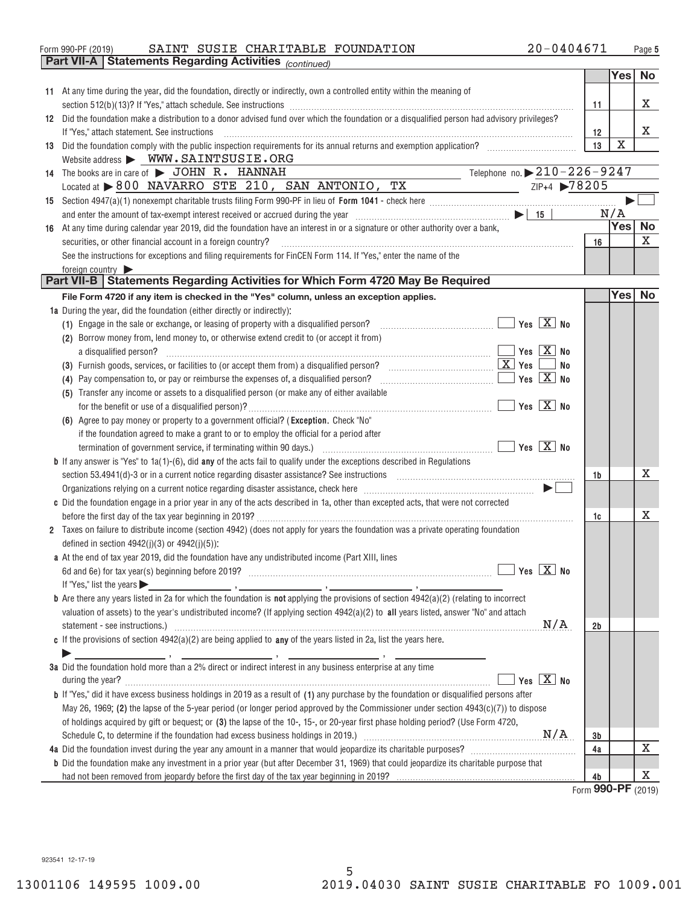Form 990-PF (2019) SAINT SUSIE CHARITABLE FOUNDATION 20-0404671 Page 5

## Part VII-A Statements Regarding Activities *(continued)*

| | | | Yes | No |
|---|---|---|---|---|
| 11 | At any time during the year, did the foundation, directly or indirectly, own a controlled entity within the meaning of section 512(b)(13)? If "Yes," attach schedule. See instructions | 11 | | X |
| 12 | Did the foundation make a distribution to a donor advised fund over which the foundation or a disqualified person had advisory privileges? If "Yes," attach statement. See instructions | 12 | | X |
| 13 | Did the foundation comply with the public inspection requirements for its annual returns and exemption application? | 13 | X | |

Website address ▶ WWW.SAINTSUSIE.ORG

14 The books are in care of ▶ JOHN R. HANNAH Telephone no. ▶ 210-226-9247

Located at ▶ 800 NAVARRO STE 210, SAN ANTONIO, TX ZIP+4 ▶ 78205

15 Section 4947(a)(1) nonexempt charitable trusts filing Form 990-PF in lieu of **Form 1041** - check here ▶ ☐

and enter the amount of tax-exempt interest received or accrued during the year ▶ 15 N/A

| | | | Yes | No |
|---|---|---|---|---|
| 16 | At any time during calendar year 2019, did the foundation have an interest in or a signature or other authority over a bank, securities, or other financial account in a foreign country? See the instructions for exceptions and filing requirements for FinCEN Form 114. If "Yes," enter the name of the foreign country ▶ | 16 | | X |

## Part VII-B Statements Regarding Activities for Which Form 4720 May Be Required

**File Form 4720 if any item is checked in the "Yes" column, unless an exception applies.**

**1a** During the year, did the foundation (either directly or indirectly):

(1) Engage in the sale or exchange, or leasing of property with a disqualified person? ☐ Yes ☒ No

(2) Borrow money from, lend money to, or otherwise extend credit to (or accept it from) a disqualified person? ☐ Yes ☒ No

(3) Furnish goods, services, or facilities to (or accept them from) a disqualified person? ☒ Yes ☐ No

(4) Pay compensation to, or pay or reimburse the expenses of, a disqualified person? ☐ Yes ☒ No

(5) Transfer any income or assets to a disqualified person (or make any of either available for the benefit or use of a disqualified person)? ☐ Yes ☒ No

(6) Agree to pay money or property to a government official? (**Exception.** Check "No" if the foundation agreed to make a grant to or to employ the official for a period after termination of government service, if terminating within 90 days.) ☐ Yes ☒ No

| | | | Yes | No |
|---|---|---|---|---|
| b | If any answer is "Yes" to 1a(1)-(6), did **any** of the acts fail to qualify under the exceptions described in Regulations section 53.4941(d)-3 or in a current notice regarding disaster assistance? See instructions | 1b | | X |

Organizations relying on a current notice regarding disaster assistance, check here ▶ ☐

| | | | Yes | No |
|---|---|---|---|---|
| c | Did the foundation engage in a prior year in any of the acts described in 1a, other than excepted acts, that were not corrected before the first day of the tax year beginning in 2019? | 1c | | X |

**2** Taxes on failure to distribute income (section 4942) (does not apply for years the foundation was a private operating foundation defined in section 4942(j)(3) or 4942(j)(5)):

**a** At the end of tax year 2019, did the foundation have any undistributed income (Part XIII, lines 6d and 6e) for tax year(s) beginning before 2019? ☐ Yes ☒ No

If "Yes," list the years ▶ ______, ______, ______, ______

**b** Are there any years listed in 2a for which the foundation is **not** applying the provisions of section 4942(a)(2) (relating to incorrect valuation of assets) to the year's undistributed income? (If applying section 4942(a)(2) to **all** years listed, answer "No" and attach statement - see instructions.) N/A — **2b**

**c** If the provisions of section 4942(a)(2) are being applied to **any** of the years listed in 2a, list the years here.

▶ ______, ______, ______, ______

**3a** Did the foundation hold more than a 2% direct or indirect interest in any business enterprise at any time during the year? ☐ Yes ☒ No

**b** If "Yes," did it have excess business holdings in 2019 as a result of **(1)** any purchase by the foundation or disqualified persons after May 26, 1969; **(2)** the lapse of the 5-year period (or longer period approved by the Commissioner under section 4943(c)(7)) to dispose of holdings acquired by gift or bequest; or **(3)** the lapse of the 10-, 15-, or 20-year first phase holding period? (Use Form 4720, Schedule C, to determine if the foundation had excess business holdings in 2019.) N/A — **3b**

| | | | Yes | No |
|---|---|---|---|---|
| 4a | Did the foundation invest during the year any amount in a manner that would jeopardize its charitable purposes? | 4a | | X |
| b | Did the foundation make any investment in a prior year (but after December 31, 1969) that could jeopardize its charitable purpose that had not been removed from jeopardy before the first day of the tax year beginning in 2019? | 4b | | X |

Form **990-PF** (2019)

923541 12-17-19

13001106 149595 1009.00 2019.04030 SAINT SUSIE CHARITABLE FO 1009.001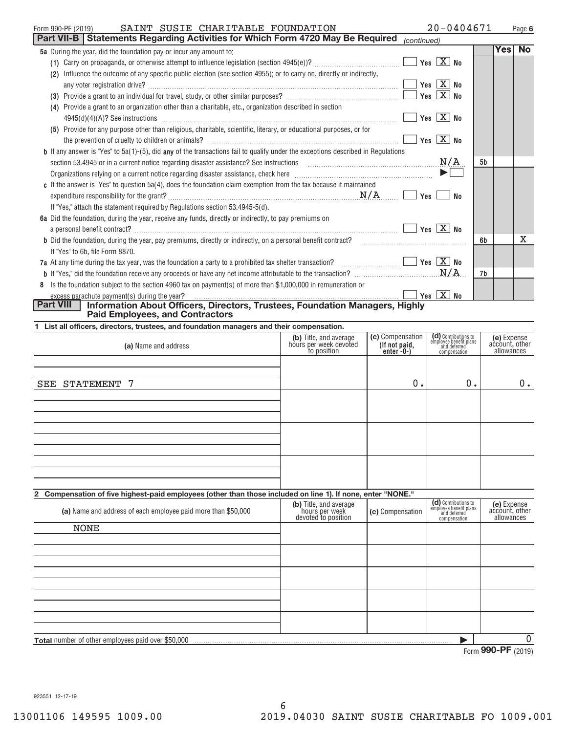Form 990-PF (2019) SAINT SUSIE CHARITABLE FOUNDATION 20-0404671

## Part VII-B Statements Regarding Activities for Which Form 4720 May Be Required *(continued)*

| | | | Yes | No |
|---|---|---|---|---|
| **5a** During the year, did the foundation pay or incur any amount to: | | | | |
| (1) Carry on propaganda, or otherwise attempt to influence legislation (section 4945(e))? | Yes [X] No | | | |
| (2) Influence the outcome of any specific public election (see section 4955); or to carry on, directly or indirectly, any voter registration drive? | Yes [X] No | | | |
| (3) Provide a grant to an individual for travel, study, or other similar purposes? | Yes [X] No | | | |
| (4) Provide a grant to an organization other than a charitable, etc., organization described in section 4945(d)(4)(A)? See instructions | Yes [X] No | | | |
| (5) Provide for any purpose other than religious, charitable, scientific, literary, or educational purposes, or for the prevention of cruelty to children or animals? | Yes [X] No | | | |
| **b** If any answer is "Yes" to 5a(1)-(5), did **any** of the transactions fail to qualify under the exceptions described in Regulations section 53.4945 or in a current notice regarding disaster assistance? See instructions | N/A | 5b | | |
| Organizations relying on a current notice regarding disaster assistance, check here | ▶ [ ] | | | |
| **c** If the answer is "Yes" to question 5a(4), does the foundation claim exemption from the tax because it maintained expenditure responsibility for the grant? | N/A [ ] Yes [ ] No | | | |
| If "Yes," attach the statement required by Regulations section 53.4945-5(d). | | | | |
| **6a** Did the foundation, during the year, receive any funds, directly or indirectly, to pay premiums on a personal benefit contract? | Yes [X] No | | | |
| **b** Did the foundation, during the year, pay premiums, directly or indirectly, on a personal benefit contract? | | 6b | | X |
| If "Yes" to 6b, file Form 8870. | | | | |
| **7a** At any time during the tax year, was the foundation a party to a prohibited tax shelter transaction? | Yes [X] No | | | |
| **b** If "Yes," did the foundation receive any proceeds or have any net income attributable to the transaction? | N/A | 7b | | |
| **8** Is the foundation subject to the section 4960 tax on payment(s) of more than $1,000,000 in remuneration or excess parachute payment(s) during the year? | Yes [X] No | | | |

## Part VIII Information About Officers, Directors, Trustees, Foundation Managers, Highly Paid Employees, and Contractors

**1 List all officers, directors, trustees, and foundation managers and their compensation.**

| (a) Name and address | (b) Title, and average hours per week devoted to position | (c) Compensation (If not paid, enter -0-) | (d) Contributions to employee benefit plans and deferred compensation | (e) Expense account, other allowances |
|---|---|---|---|---|
| SEE STATEMENT 7 | | 0. | 0. | 0. |

**2 Compensation of five highest-paid employees (other than those included on line 1). If none, enter "NONE."**

| (a) Name and address of each employee paid more than $50,000 | (b) Title, and average hours per week devoted to position | (c) Compensation | (d) Contributions to employee benefit plans and deferred compensation | (e) Expense account, other allowances |
|---|---|---|---|---|
| NONE | | | | |

**Total** number of other employees paid over $50,000 ▶ 0

Form **990-PF** (2019)

923551 12-17-19

13001106 149595 1009.00 2019.04030 SAINT SUSIE CHARITABLE FO 1009.001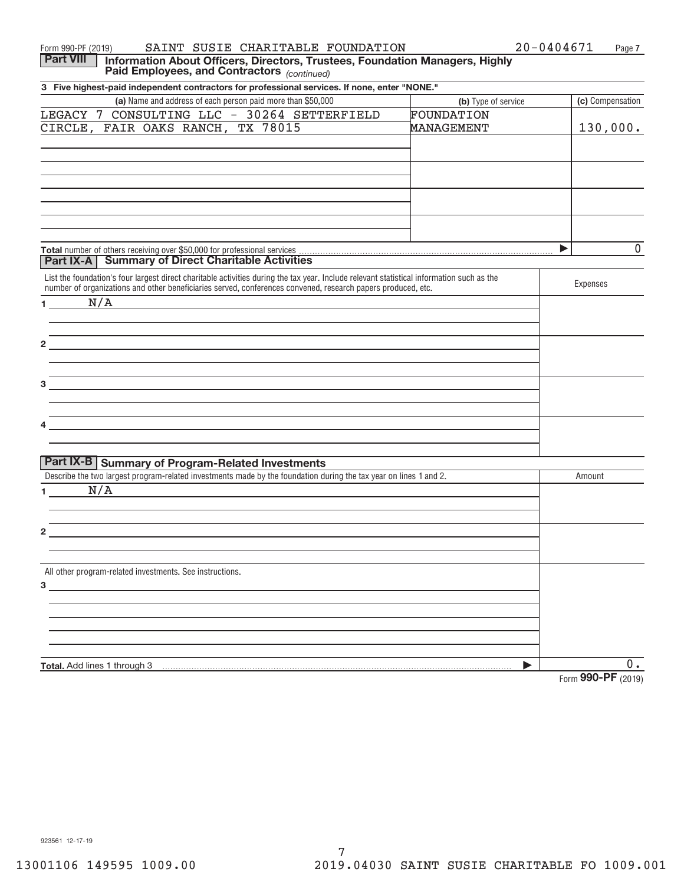Form 990-PF (2019) SAINT SUSIE CHARITABLE FOUNDATION 20-0404671

## Part VIII Information About Officers, Directors, Trustees, Foundation Managers, Highly Paid Employees, and Contractors *(continued)*

**3 Five highest-paid independent contractors for professional services. If none, enter "NONE."**

| (a) Name and address of each person paid more than $50,000 | (b) Type of service | (c) Compensation |
|---|---|---|
| LEGACY 7 CONSULTING LLC - 30264 SETTERFIELD CIRCLE, FAIR OAKS RANCH, TX 78015 | FOUNDATION MANAGEMENT | 130,000. |
| | | |
| | | |
| | | |
| | | |

**Total** number of others receiving over $50,000 for professional services ▶ 0

## Part IX-A Summary of Direct Charitable Activities

| List the foundation's four largest direct charitable activities during the tax year. Include relevant statistical information such as the number of organizations and other beneficiaries served, conferences convened, research papers produced, etc. | Expenses |
|---|---|
| 1 N/A | |
| 2 | |
| 3 | |
| 4 | |

## Part IX-B Summary of Program-Related Investments

| Describe the two largest program-related investments made by the foundation during the tax year on lines 1 and 2. | Amount |
|---|---|
| 1 N/A | |
| 2 | |
| All other program-related investments. See instructions. | |
| 3 | |
| **Total.** Add lines 1 through 3 ▶ | 0. |

Form **990-PF** (2019)

923561 12-17-19

13001106 149595 1009.00 2019.04030 SAINT SUSIE CHARITABLE FO 1009.001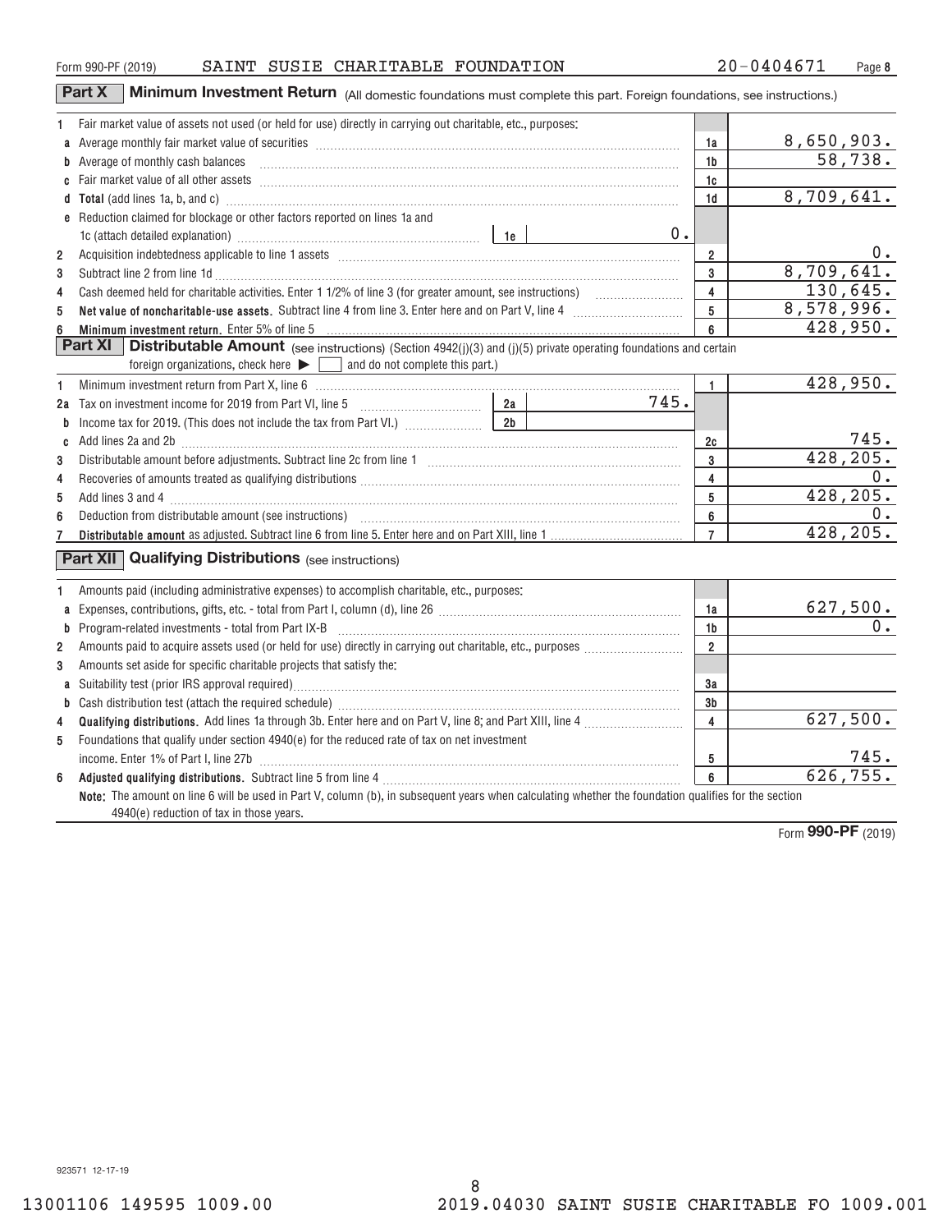Form 990-PF (2019) SAINT SUSIE CHARITABLE FOUNDATION 20-0404671

## Part X Minimum Investment Return (All domestic foundations must complete this part. Foreign foundations, see instructions.)

| | Description | | | Line | Amount |
|---|---|---|---|---|---|
| 1 | Fair market value of assets not used (or held for use) directly in carrying out charitable, etc., purposes: | | | | |
| a | Average monthly fair market value of securities | | | 1a | 8,650,903. |
| b | Average of monthly cash balances | | | 1b | 58,738. |
| c | Fair market value of all other assets | | | 1c | |
| d | **Total** (add lines 1a, b, and c) | | | 1d | 8,709,641. |
| e | Reduction claimed for blockage or other factors reported on lines 1a and 1c (attach detailed explanation) | 1e | 0. | | |
| 2 | Acquisition indebtedness applicable to line 1 assets | | | 2 | 0. |
| 3 | Subtract line 2 from line 1d | | | 3 | 8,709,641. |
| 4 | Cash deemed held for charitable activities. Enter 1 1/2% of line 3 (for greater amount, see instructions) | | | 4 | 130,645. |
| 5 | **Net value of noncharitable-use assets.** Subtract line 4 from line 3. Enter here and on Part V, line 4 | | | 5 | 8,578,996. |
| 6 | **Minimum investment return.** Enter 5% of line 5 | | | 6 | 428,950. |

## Part XI Distributable Amount (see instructions) (Section 4942(j)(3) and (j)(5) private operating foundations and certain foreign organizations, check here ▶ ☐ and do not complete this part.)

| | Description | | | Line | Amount |
|---|---|---|---|---|---|
| 1 | Minimum investment return from Part X, line 6 | | | 1 | 428,950. |
| 2a | Tax on investment income for 2019 from Part VI, line 5 | 2a | 745. | | |
| b | Income tax for 2019. (This does not include the tax from Part VI.) | 2b | | | |
| c | Add lines 2a and 2b | | | 2c | 745. |
| 3 | Distributable amount before adjustments. Subtract line 2c from line 1 | | | 3 | 428,205. |
| 4 | Recoveries of amounts treated as qualifying distributions | | | 4 | 0. |
| 5 | Add lines 3 and 4 | | | 5 | 428,205. |
| 6 | Deduction from distributable amount (see instructions) | | | 6 | 0. |
| 7 | **Distributable amount** as adjusted. Subtract line 6 from line 5. Enter here and on Part XIII, line 1 | | | 7 | 428,205. |

## Part XII Qualifying Distributions (see instructions)

| | Description | Line | Amount |
|---|---|---|---|
| 1 | Amounts paid (including administrative expenses) to accomplish charitable, etc., purposes: | | |
| a | Expenses, contributions, gifts, etc. - total from Part I, column (d), line 26 | 1a | 627,500. |
| b | Program-related investments - total from Part IX-B | 1b | 0. |
| 2 | Amounts paid to acquire assets used (or held for use) directly in carrying out charitable, etc., purposes | 2 | |
| 3 | Amounts set aside for specific charitable projects that satisfy the: | | |
| a | Suitability test (prior IRS approval required) | 3a | |
| b | Cash distribution test (attach the required schedule) | 3b | |
| 4 | **Qualifying distributions.** Add lines 1a through 3b. Enter here and on Part V, line 8; and Part XIII, line 4 | 4 | 627,500. |
| 5 | Foundations that qualify under section 4940(e) for the reduced rate of tax on net investment income. Enter 1% of Part I, line 27b | 5 | 745. |
| 6 | **Adjusted qualifying distributions.** Subtract line 5 from line 4 | 6 | 626,755. |

**Note:** The amount on line 6 will be used in Part V, column (b), in subsequent years when calculating whether the foundation qualifies for the section 4940(e) reduction of tax in those years.

Form **990-PF** (2019)

923571 12-17-19

13001106 149595 1009.00 2019.04030 SAINT SUSIE CHARITABLE FO 1009.001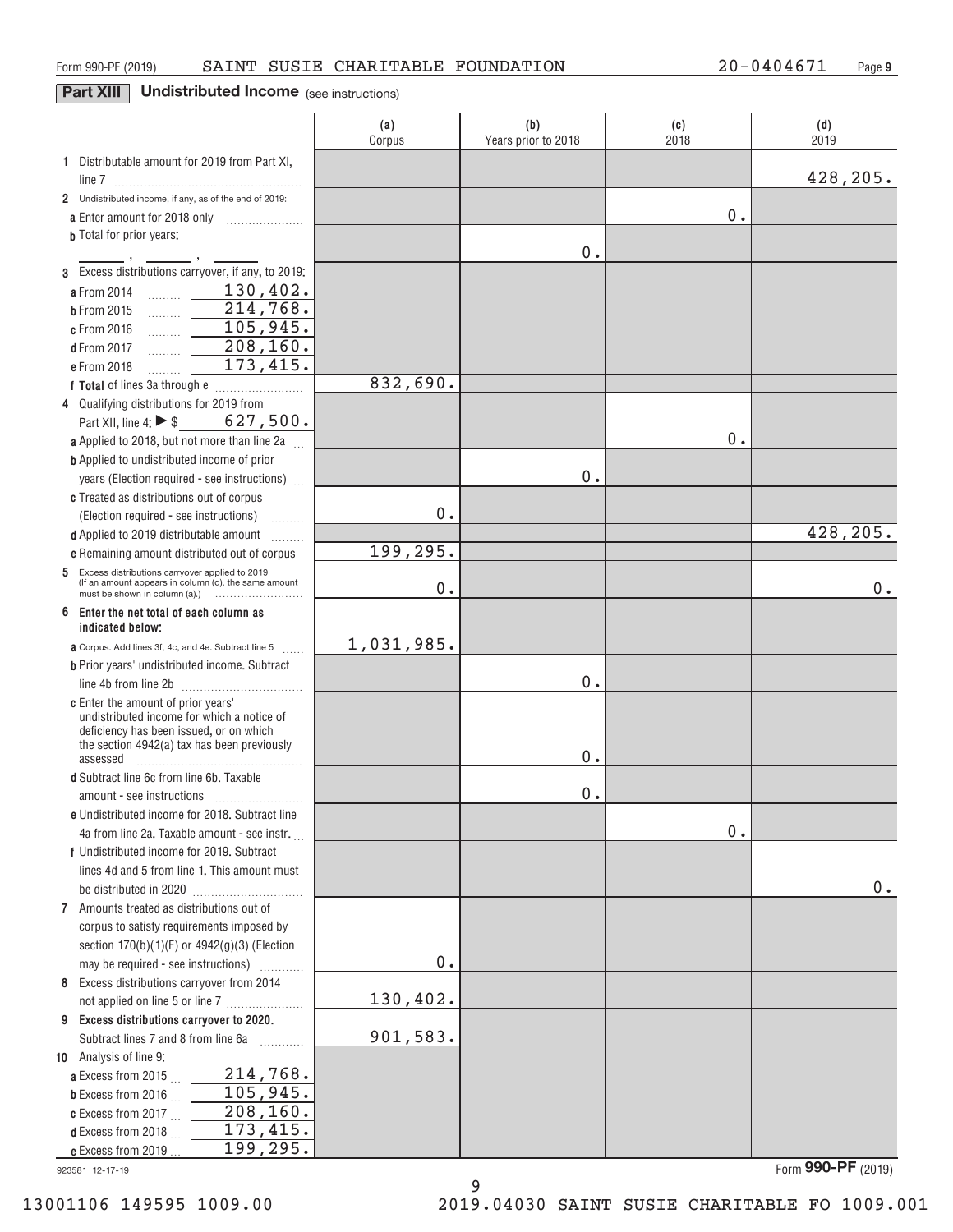Form 990-PF (2019) SAINT SUSIE CHARITABLE FOUNDATION 20-0404671

## Part XIII Undistributed Income (see instructions)

| | (a) Corpus | (b) Years prior to 2018 | (c) 2018 | (d) 2019 |
|---|---|---|---|---|
| **1** Distributable amount for 2019 from Part XI, line 7 | | | | 428,205. |
| **2** Undistributed income, if any, as of the end of 2019: | | | | |
| **a** Enter amount for 2018 only | | | 0. | |
| **b** Total for prior years: ___ , ___ , ___ | | 0. | | |
| **3** Excess distributions carryover, if any, to 2019: | | | | |
| **a** From 2014 — 130,402. | | | | |
| **b** From 2015 — 214,768. | | | | |
| **c** From 2016 — 105,945. | | | | |
| **d** From 2017 — 208,160. | | | | |
| **e** From 2018 — 173,415. | | | | |
| **f Total** of lines 3a through e | 832,690. | | | |
| **4** Qualifying distributions for 2019 from Part XII, line 4: ▶ $ 627,500. | | | | |
| **a** Applied to 2018, but not more than line 2a | | | 0. | |
| **b** Applied to undistributed income of prior years (Election required - see instructions) | | 0. | | |
| **c** Treated as distributions out of corpus (Election required - see instructions) | 0. | | | |
| **d** Applied to 2019 distributable amount | | | | 428,205. |
| **e** Remaining amount distributed out of corpus | 199,295. | | | |
| **5** Excess distributions carryover applied to 2019 (If an amount appears in column (d), the same amount must be shown in column (a).) | 0. | | | 0. |
| **6 Enter the net total of each column as indicated below:** | | | | |
| **a** Corpus. Add lines 3f, 4c, and 4e. Subtract line 5 | 1,031,985. | | | |
| **b** Prior years' undistributed income. Subtract line 4b from line 2b | | 0. | | |
| **c** Enter the amount of prior years' undistributed income for which a notice of deficiency has been issued, or on which the section 4942(a) tax has been previously assessed | | 0. | | |
| **d** Subtract line 6c from line 6b. Taxable amount - see instructions | | 0. | | |
| **e** Undistributed income for 2018. Subtract line 4a from line 2a. Taxable amount - see instr. | | | 0. | |
| **f** Undistributed income for 2019. Subtract lines 4d and 5 from line 1. This amount must be distributed in 2020 | | | | 0. |
| **7** Amounts treated as distributions out of corpus to satisfy requirements imposed by section 170(b)(1)(F) or 4942(g)(3) (Election may be required - see instructions) | 0. | | | |
| **8** Excess distributions carryover from 2014 not applied on line 5 or line 7 | 130,402. | | | |
| **9 Excess distributions carryover to 2020.** Subtract lines 7 and 8 from line 6a | 901,583. | | | |
| **10** Analysis of line 9: | | | | |
| **a** Excess from 2015 — 214,768. | | | | |
| **b** Excess from 2016 — 105,945. | | | | |
| **c** Excess from 2017 — 208,160. | | | | |
| **d** Excess from 2018 — 173,415. | | | | |
| **e** Excess from 2019 — 199,295. | | | | |

923581 12-17-19

Form **990-PF** (2019)

13001106 149595 1009.00 2019.04030 SAINT SUSIE CHARITABLE FO 1009.001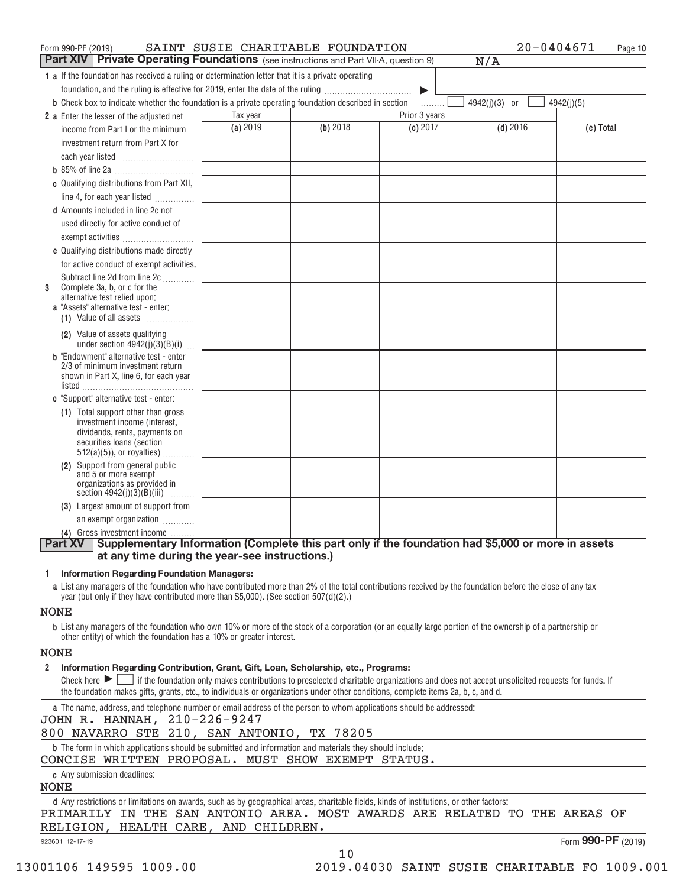Form 990-PF (2019) SAINT SUSIE CHARITABLE FOUNDATION 20-0404671

## Part XIV Private Operating Foundations (see instructions and Part VII-A, question 9) N/A

**1 a** If the foundation has received a ruling or determination letter that it is a private operating foundation, and the ruling is effective for 2019, enter the date of the ruling ▶

**b** Check box to indicate whether the foundation is a private operating foundation described in section ☐ 4942(j)(3) or ☐ 4942(j)(5)

| | Tax year | Prior 3 years | | | |
|---|---|---|---|---|---|
| | (a) 2019 | (b) 2018 | (c) 2017 | (d) 2016 | (e) Total |
| **2 a** Enter the lesser of the adjusted net income from Part I or the minimum investment return from Part X for each year listed | | | | | |
| **b** 85% of line 2a | | | | | |
| **c** Qualifying distributions from Part XII, line 4, for each year listed | | | | | |
| **d** Amounts included in line 2c not used directly for active conduct of exempt activities | | | | | |
| **e** Qualifying distributions made directly for active conduct of exempt activities. Subtract line 2d from line 2c | | | | | |
| **3** Complete 3a, b, or c for the alternative test relied upon: **a** "Assets" alternative test - enter: (1) Value of all assets | | | | | |
| (2) Value of assets qualifying under section 4942(j)(3)(B)(i) | | | | | |
| **b** "Endowment" alternative test - enter 2/3 of minimum investment return shown in Part X, line 6, for each year listed | | | | | |
| **c** "Support" alternative test - enter: (1) Total support other than gross investment income (interest, dividends, rents, payments on securities loans (section 512(a)(5)), or royalties) | | | | | |
| (2) Support from general public and 5 or more exempt organizations as provided in section 4942(j)(3)(B)(iii) | | | | | |
| (3) Largest amount of support from an exempt organization | | | | | |
| (4) Gross investment income | | | | | |

## Part XV Supplementary Information (Complete this part only if the foundation had $5,000 or more in assets at any time during the year-see instructions.)

**1 Information Regarding Foundation Managers:**

**a** List any managers of the foundation who have contributed more than 2% of the total contributions received by the foundation before the close of any tax year (but only if they have contributed more than $5,000). (See section 507(d)(2).)

NONE

**b** List any managers of the foundation who own 10% or more of the stock of a corporation (or an equally large portion of the ownership of a partnership or other entity) of which the foundation has a 10% or greater interest.

NONE

**2 Information Regarding Contribution, Grant, Gift, Loan, Scholarship, etc., Programs:**

Check here ▶ ☐ if the foundation only makes contributions to preselected charitable organizations and does not accept unsolicited requests for funds. If the foundation makes gifts, grants, etc., to individuals or organizations under other conditions, complete items 2a, b, c, and d.

**a** The name, address, and telephone number or email address of the person to whom applications should be addressed:

JOHN R. HANNAH, 210-226-9247
800 NAVARRO STE 210, SAN ANTONIO, TX 78205

**b** The form in which applications should be submitted and information and materials they should include:

CONCISE WRITTEN PROPOSAL. MUST SHOW EXEMPT STATUS.

**c** Any submission deadlines:

NONE

**d** Any restrictions or limitations on awards, such as by geographical areas, charitable fields, kinds of institutions, or other factors:

PRIMARILY IN THE SAN ANTONIO AREA. MOST AWARDS ARE RELATED TO THE AREAS OF RELIGION, HEALTH CARE, AND CHILDREN.

923601 12-17-19 Form 990-PF (2019)

13001106 149595 1009.00 2019.04030 SAINT SUSIE CHARITABLE FO 1009.001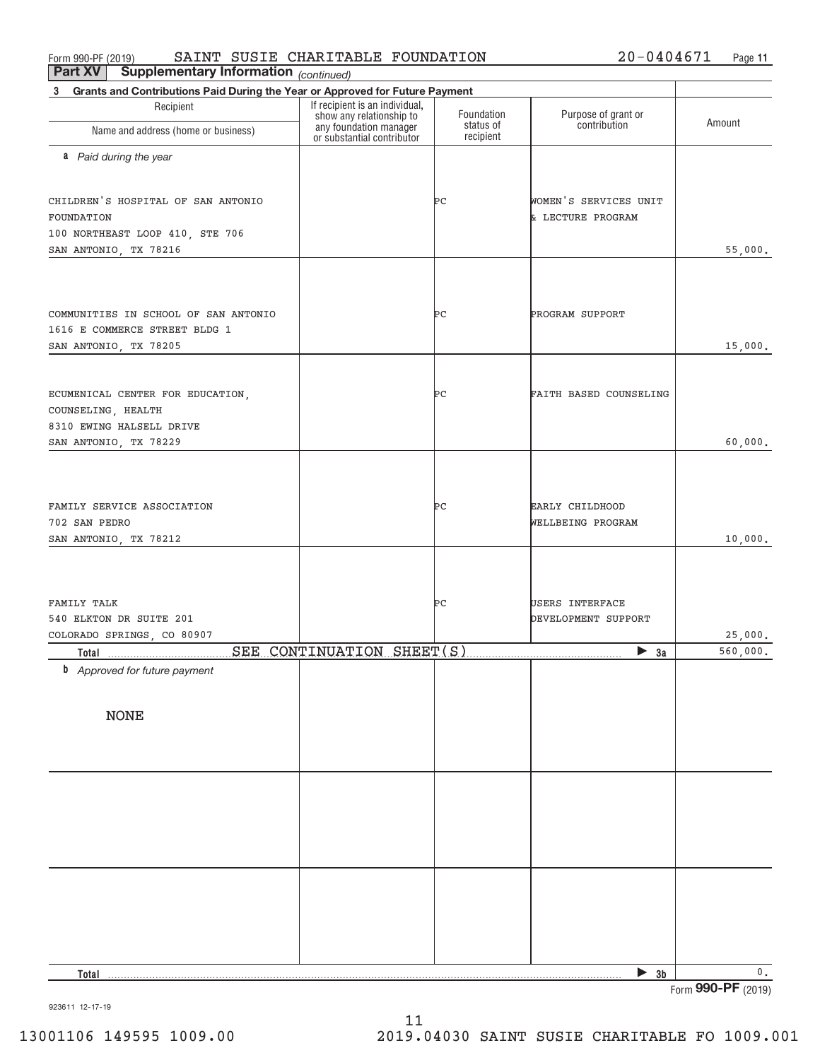Form 990-PF (2019) SAINT SUSIE CHARITABLE FOUNDATION 20-0404671 Page 11

**Part XV Supplementary Information** *(continued)*

**3 Grants and Contributions Paid During the Year or Approved for Future Payment**

| Recipient<br>Name and address (home or business) | If recipient is an individual, show any relationship to any foundation manager or substantial contributor | Foundation status of recipient | Purpose of grant or contribution | Amount |
|---|---|---|---|---|
| **a** *Paid during the year* | | | | |
| CHILDREN'S HOSPITAL OF SAN ANTONIO FOUNDATION<br>100 NORTHEAST LOOP 410, STE 706<br>SAN ANTONIO, TX 78216 | | PC | WOMEN'S SERVICES UNIT & LECTURE PROGRAM | 55,000. |
| COMMUNITIES IN SCHOOL OF SAN ANTONIO<br>1616 E COMMERCE STREET BLDG 1<br>SAN ANTONIO, TX 78205 | | PC | PROGRAM SUPPORT | 15,000. |
| ECUMENICAL CENTER FOR EDUCATION, COUNSELING, HEALTH<br>8310 EWING HALSELL DRIVE<br>SAN ANTONIO, TX 78229 | | PC | FAITH BASED COUNSELING | 60,000. |
| FAMILY SERVICE ASSOCIATION<br>702 SAN PEDRO<br>SAN ANTONIO, TX 78212 | | PC | EARLY CHILDHOOD WELLBEING PROGRAM | 10,000. |
| FAMILY TALK<br>540 ELKTON DR SUITE 201<br>COLORADO SPRINGS, CO 80907 | | PC | USERS INTERFACE DEVELOPMENT SUPPORT | 25,000. |
| **Total** SEE CONTINUATION SHEET(S) | | | ▶ **3a** | 560,000. |
| **b** *Approved for future payment*<br><br>NONE | | | | |
| **Total** | | | ▶ **3b** | 0. |

Form **990-PF** (2019)

923611 12-17-19

13001106 149595 1009.00 2019.04030 SAINT SUSIE CHARITABLE FO 1009.001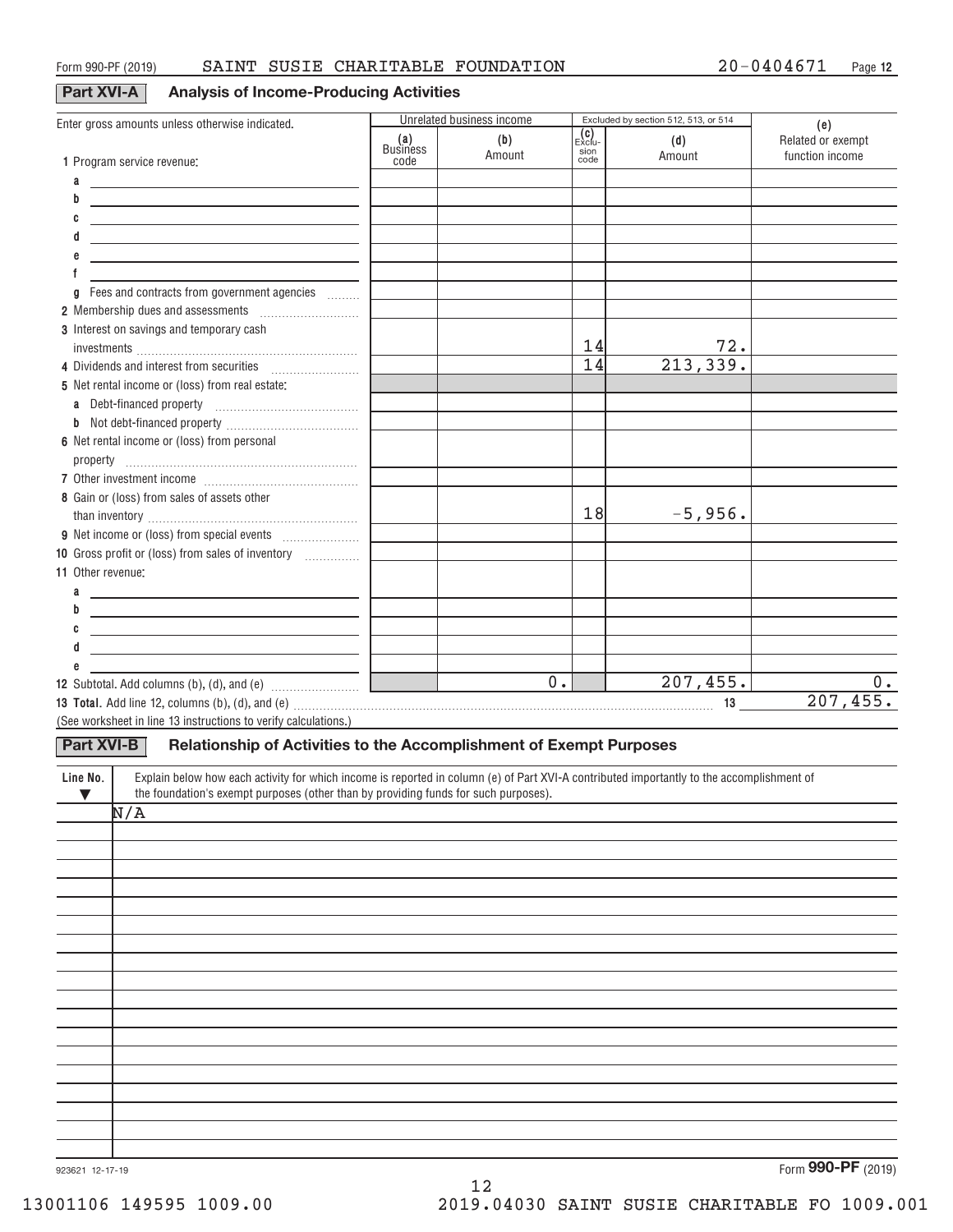Form 990-PF (2019) SAINT SUSIE CHARITABLE FOUNDATION 20-0404671 Page 12

## Part XVI-A Analysis of Income-Producing Activities

| Enter gross amounts unless otherwise indicated. | Unrelated business income | | Excluded by section 512, 513, or 514 | | (e) |
|---|---|---|---|---|---|
| | (a) Business code | (b) Amount | (c) Exclusion code | (d) Amount | Related or exempt function income |
| 1 Program service revenue: | | | | | |
| a | | | | | |
| b | | | | | |
| c | | | | | |
| d | | | | | |
| e | | | | | |
| f | | | | | |
| g Fees and contracts from government agencies | | | | | |
| 2 Membership dues and assessments | | | | | |
| 3 Interest on savings and temporary cash investments | | | 14 | 72. | |
| 4 Dividends and interest from securities | | | 14 | 213,339. | |
| 5 Net rental income or (loss) from real estate: | | | | | |
| a Debt-financed property | | | | | |
| b Not debt-financed property | | | | | |
| 6 Net rental income or (loss) from personal property | | | | | |
| 7 Other investment income | | | | | |
| 8 Gain or (loss) from sales of assets other than inventory | | | 18 | -5,956. | |
| 9 Net income or (loss) from special events | | | | | |
| 10 Gross profit or (loss) from sales of inventory | | | | | |
| 11 Other revenue: | | | | | |
| a | | | | | |
| b | | | | | |
| c | | | | | |
| d | | | | | |
| e | | | | | |
| 12 Subtotal. Add columns (b), (d), and (e) | | 0. | | 207,455. | 0. |

**13 Total.** Add line 12, columns (b), (d), and (e) ..... 13 207,455.

(See worksheet in line 13 instructions to verify calculations.)

## Part XVI-B Relationship of Activities to the Accomplishment of Exempt Purposes

| Line No. ▼ | Explain below how each activity for which income is reported in column (e) of Part XVI-A contributed importantly to the accomplishment of the foundation's exempt purposes (other than by providing funds for such purposes). |
|---|---|
| | N/A |

923621 12-17-19

Form **990-PF** (2019)

13001106 149595 1009.00 2019.04030 SAINT SUSIE CHARITABLE FO 1009.001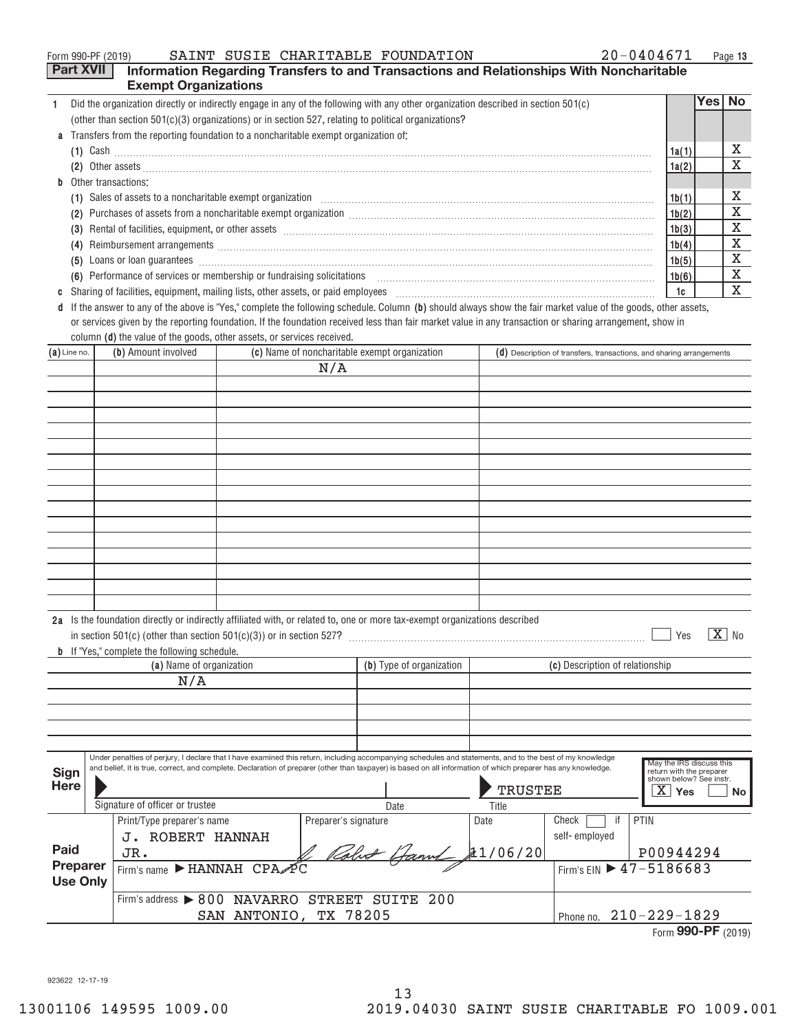Form 990-PF (2019) SAINT SUSIE CHARITABLE FOUNDATION 20-0404671

## Part XVII Information Regarding Transfers to and Transactions and Relationships With Noncharitable Exempt Organizations

| | | | Yes | No |
|---|---|---|---|---|
| **1** | Did the organization directly or indirectly engage in any of the following with any other organization described in section 501(c) (other than section 501(c)(3) organizations) or in section 527, relating to political organizations? | | | |
| **a** | Transfers from the reporting foundation to a noncharitable exempt organization of: | | | |
| | (1) Cash | 1a(1) | | X |
| | (2) Other assets | 1a(2) | | X |
| **b** | Other transactions: | | | |
| | (1) Sales of assets to a noncharitable exempt organization | 1b(1) | | X |
| | (2) Purchases of assets from a noncharitable exempt organization | 1b(2) | | X |
| | (3) Rental of facilities, equipment, or other assets | 1b(3) | | X |
| | (4) Reimbursement arrangements | 1b(4) | | X |
| | (5) Loans or loan guarantees | 1b(5) | | X |
| | (6) Performance of services or membership or fundraising solicitations | 1b(6) | | X |
| **c** | Sharing of facilities, equipment, mailing lists, other assets, or paid employees | 1c | | X |

**d** If the answer to any of the above is "Yes," complete the following schedule. Column **(b)** should always show the fair market value of the goods, other assets, or services given by the reporting foundation. If the foundation received less than fair market value in any transaction or sharing arrangement, show in column **(d)** the value of the goods, other assets, or services received.

| (a) Line no. | (b) Amount involved | (c) Name of noncharitable exempt organization | (d) Description of transfers, transactions, and sharing arrangements |
|---|---|---|---|
| | | N/A | |

**2a** Is the foundation directly or indirectly affiliated with, or related to, one or more tax-exempt organizations described in section 501(c) (other than section 501(c)(3)) or in section 527? ☐ Yes ☒ No

**b** If "Yes," complete the following schedule.

| (a) Name of organization | (b) Type of organization | (c) Description of relationship |
|---|---|---|
| N/A | | |

**Sign Here**

Under penalties of perjury, I declare that I have examined this return, including accompanying schedules and statements, and to the best of my knowledge and belief, it is true, correct, and complete. Declaration of preparer (other than taxpayer) is based on all information of which preparer has any knowledge.

Signature of officer or trustee | Date | Title: TRUSTEE

May the IRS discuss this return with the preparer shown below? See instr. ☒ Yes ☐ No

**Paid Preparer Use Only**

| Print/Type preparer's name | Preparer's signature | Date | Check ☐ if self-employed | PTIN |
|---|---|---|---|---|
| J. ROBERT HANNAH JR. | J. Robert Hannah | 11/06/20 | | P00944294 |

Firm's name ▶ HANNAH CPA PC | Firm's EIN ▶ 47-5186683

Firm's address ▶ 800 NAVARRO STREET SUITE 200, SAN ANTONIO, TX 78205 | Phone no. 210-229-1829

Form **990-PF** (2019)

923622 12-17-19

13001106 149595 1009.00 2019.04030 SAINT SUSIE CHARITABLE FO 1009.001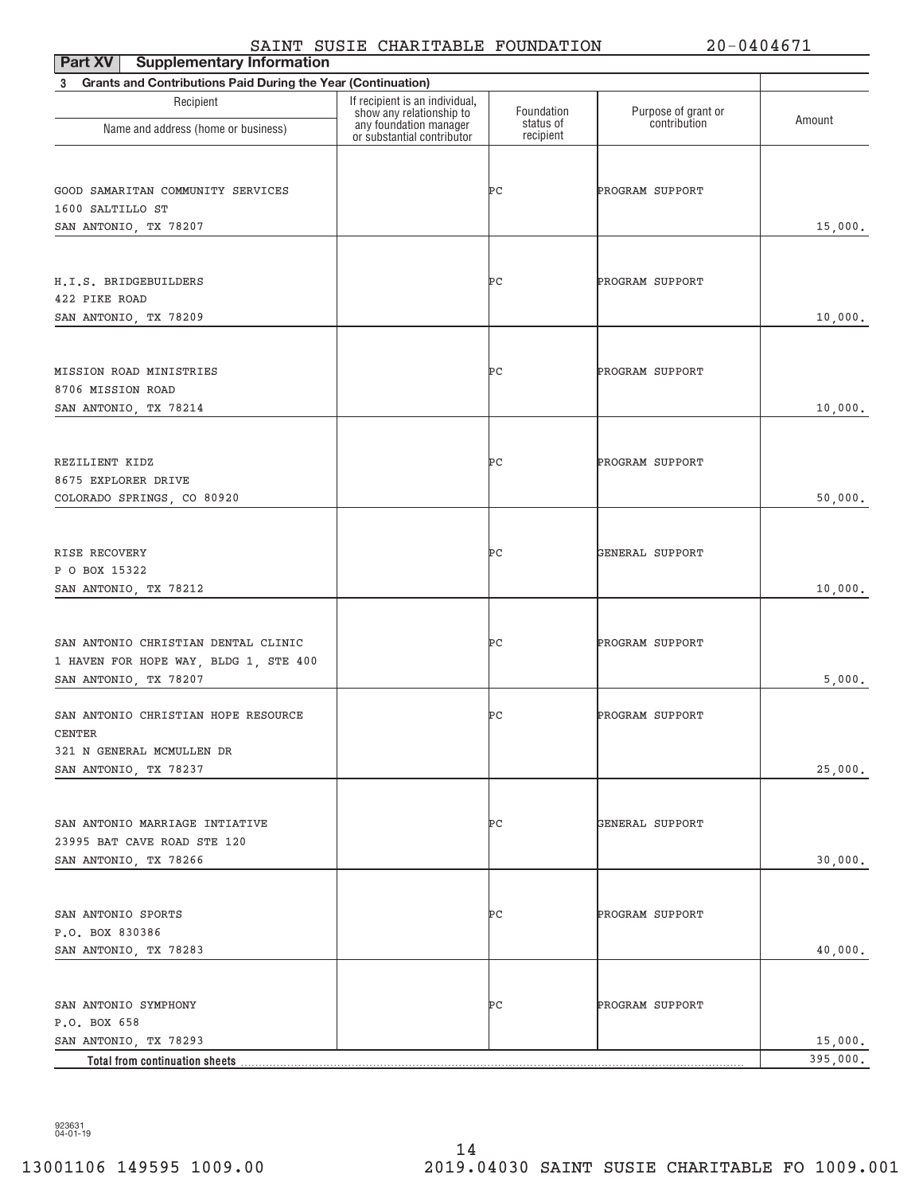SAINT SUSIE CHARITABLE FOUNDATION 20-0404671

**Part XV Supplementary Information**

**3 Grants and Contributions Paid During the Year (Continuation)**

| Recipient<br>Name and address (home or business) | If recipient is an individual, show any relationship to any foundation manager or substantial contributor | Foundation status of recipient | Purpose of grant or contribution | Amount |
|---|---|---|---|---|
| GOOD SAMARITAN COMMUNITY SERVICES<br>1600 SALTILLO ST<br>SAN ANTONIO, TX 78207 | | PC | PROGRAM SUPPORT | 15,000. |
| H.I.S. BRIDGEBUILDERS<br>422 PIKE ROAD<br>SAN ANTONIO, TX 78209 | | PC | PROGRAM SUPPORT | 10,000. |
| MISSION ROAD MINISTRIES<br>8706 MISSION ROAD<br>SAN ANTONIO, TX 78214 | | PC | PROGRAM SUPPORT | 10,000. |
| REZILIENT KIDZ<br>8675 EXPLORER DRIVE<br>COLORADO SPRINGS, CO 80920 | | PC | PROGRAM SUPPORT | 50,000. |
| RISE RECOVERY<br>P O BOX 15322<br>SAN ANTONIO, TX 78212 | | PC | GENERAL SUPPORT | 10,000. |
| SAN ANTONIO CHRISTIAN DENTAL CLINIC<br>1 HAVEN FOR HOPE WAY, BLDG 1, STE 400<br>SAN ANTONIO, TX 78207 | | PC | PROGRAM SUPPORT | 5,000. |
| SAN ANTONIO CHRISTIAN HOPE RESOURCE CENTER<br>321 N GENERAL MCMULLEN DR<br>SAN ANTONIO, TX 78237 | | PC | PROGRAM SUPPORT | 25,000. |
| SAN ANTONIO MARRIAGE INTIATIVE<br>23995 BAT CAVE ROAD STE 120<br>SAN ANTONIO, TX 78266 | | PC | GENERAL SUPPORT | 30,000. |
| SAN ANTONIO SPORTS<br>P.O. BOX 830386<br>SAN ANTONIO, TX 78283 | | PC | PROGRAM SUPPORT | 40,000. |
| SAN ANTONIO SYMPHONY<br>P.O. BOX 658<br>SAN ANTONIO, TX 78293 | | PC | PROGRAM SUPPORT | 15,000. |
| **Total from continuation sheets** | | | | 395,000. |

923631 04-01-19

13001106 149595 1009.00 2019.04030 SAINT SUSIE CHARITABLE FO 1009.001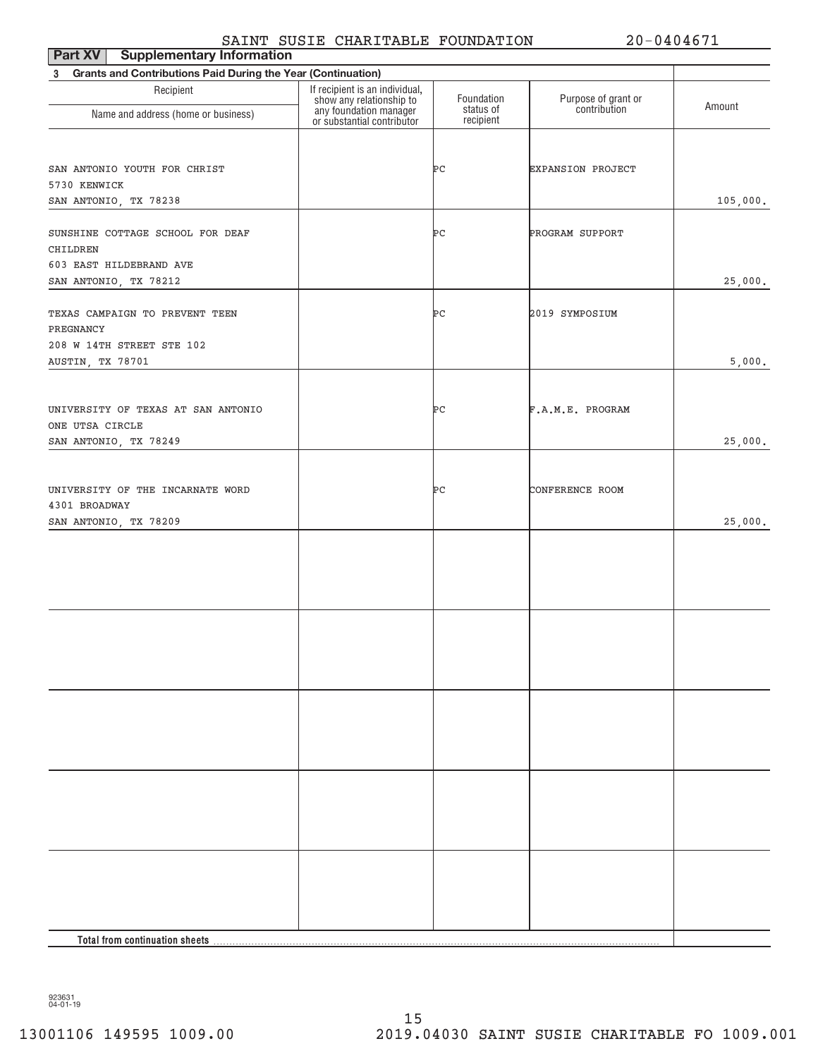SAINT SUSIE CHARITABLE FOUNDATION 20-0404671

**Part XV Supplementary Information**

**3 Grants and Contributions Paid During the Year (Continuation)**

| Recipient Name and address (home or business) | If recipient is an individual, show any relationship to any foundation manager or substantial contributor | Foundation status of recipient | Purpose of grant or contribution | Amount |
|---|---|---|---|---|
| SAN ANTONIO YOUTH FOR CHRIST 5730 KENWICK SAN ANTONIO, TX 78238 | | PC | EXPANSION PROJECT | 105,000. |
| SUNSHINE COTTAGE SCHOOL FOR DEAF CHILDREN 603 EAST HILDEBRAND AVE SAN ANTONIO, TX 78212 | | PC | PROGRAM SUPPORT | 25,000. |
| TEXAS CAMPAIGN TO PREVENT TEEN PREGNANCY 208 W 14TH STREET STE 102 AUSTIN, TX 78701 | | PC | 2019 SYMPOSIUM | 5,000. |
| UNIVERSITY OF TEXAS AT SAN ANTONIO ONE UTSA CIRCLE SAN ANTONIO, TX 78249 | | PC | F.A.M.E. PROGRAM | 25,000. |
| UNIVERSITY OF THE INCARNATE WORD 4301 BROADWAY SAN ANTONIO, TX 78209 | | PC | CONFERENCE ROOM | 25,000. |
| **Total from continuation sheets** | | | | |

923631 04-01-19

13001106 149595 1009.00 2019.04030 SAINT SUSIE CHARITABLE FO 1009.001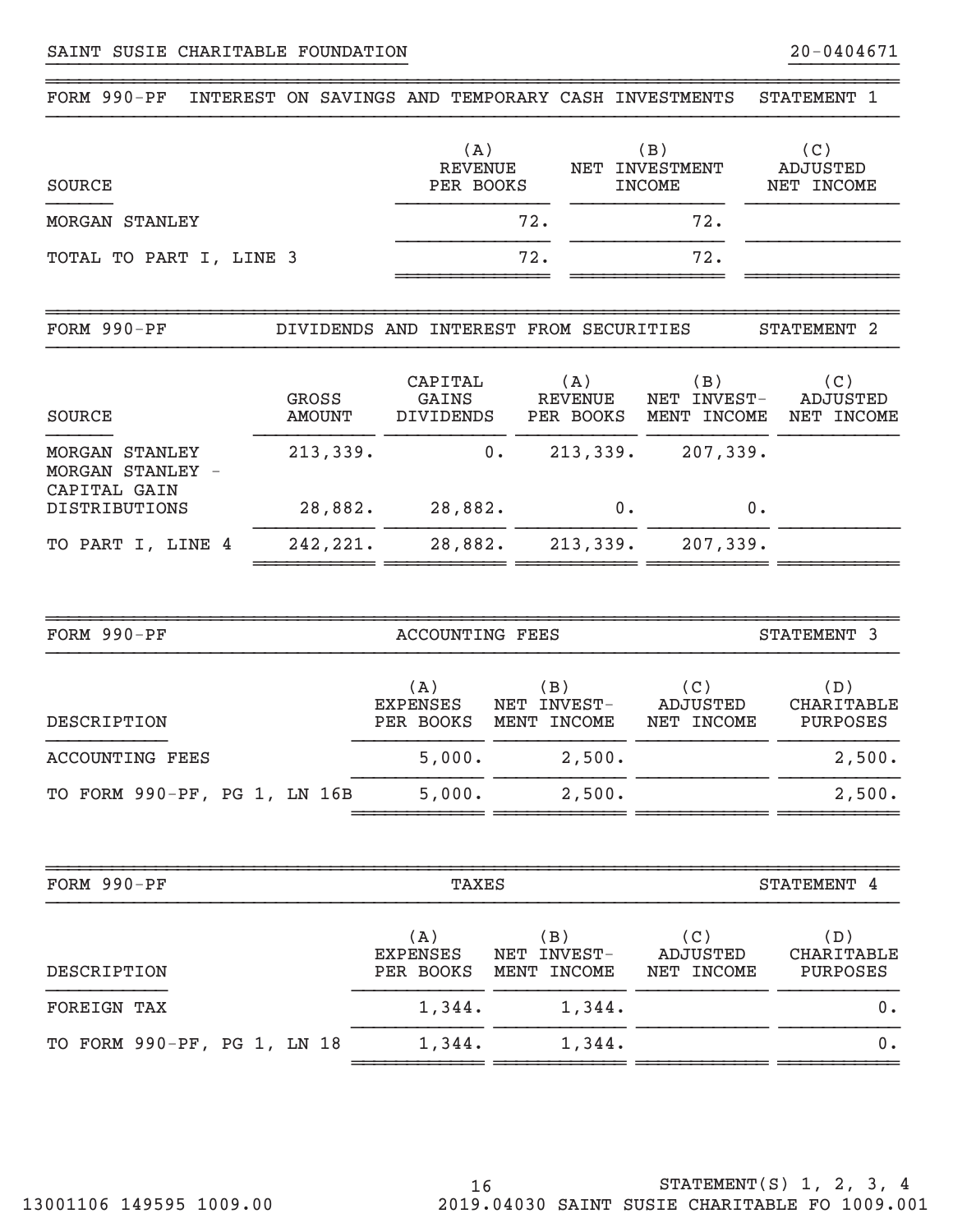SAINT SUSIE CHARITABLE FOUNDATION 20-0404671

## FORM 990-PF INTEREST ON SAVINGS AND TEMPORARY CASH INVESTMENTS STATEMENT 1

| SOURCE | (A) REVENUE PER BOOKS | (B) NET INVESTMENT INCOME | (C) ADJUSTED NET INCOME |
|---|---|---|---|
| MORGAN STANLEY | 72. | 72. | |
| TOTAL TO PART I, LINE 3 | 72. | 72. | |

## FORM 990-PF DIVIDENDS AND INTEREST FROM SECURITIES STATEMENT 2

| SOURCE | GROSS AMOUNT | CAPITAL GAINS DIVIDENDS | (A) REVENUE PER BOOKS | (B) NET INVEST-MENT INCOME | (C) ADJUSTED NET INCOME |
|---|---|---|---|---|---|
| MORGAN STANLEY | 213,339. | 0. | 213,339. | 207,339. | |
| MORGAN STANLEY - CAPITAL GAIN DISTRIBUTIONS | 28,882. | 28,882. | 0. | 0. | |
| TO PART I, LINE 4 | 242,221. | 28,882. | 213,339. | 207,339. | |

## FORM 990-PF ACCOUNTING FEES STATEMENT 3

| DESCRIPTION | (A) EXPENSES PER BOOKS | (B) NET INVEST-MENT INCOME | (C) ADJUSTED NET INCOME | (D) CHARITABLE PURPOSES |
|---|---|---|---|---|
| ACCOUNTING FEES | 5,000. | 2,500. | | 2,500. |
| TO FORM 990-PF, PG 1, LN 16B | 5,000. | 2,500. | | 2,500. |

## FORM 990-PF TAXES STATEMENT 4

| DESCRIPTION | (A) EXPENSES PER BOOKS | (B) NET INVEST-MENT INCOME | (C) ADJUSTED NET INCOME | (D) CHARITABLE PURPOSES |
|---|---|---|---|---|
| FOREIGN TAX | 1,344. | 1,344. | | 0. |
| TO FORM 990-PF, PG 1, LN 18 | 1,344. | 1,344. | | 0. |

STATEMENT(S) 1, 2, 3, 4

13001106 149595 1009.00 2019.04030 SAINT SUSIE CHARITABLE FO 1009.001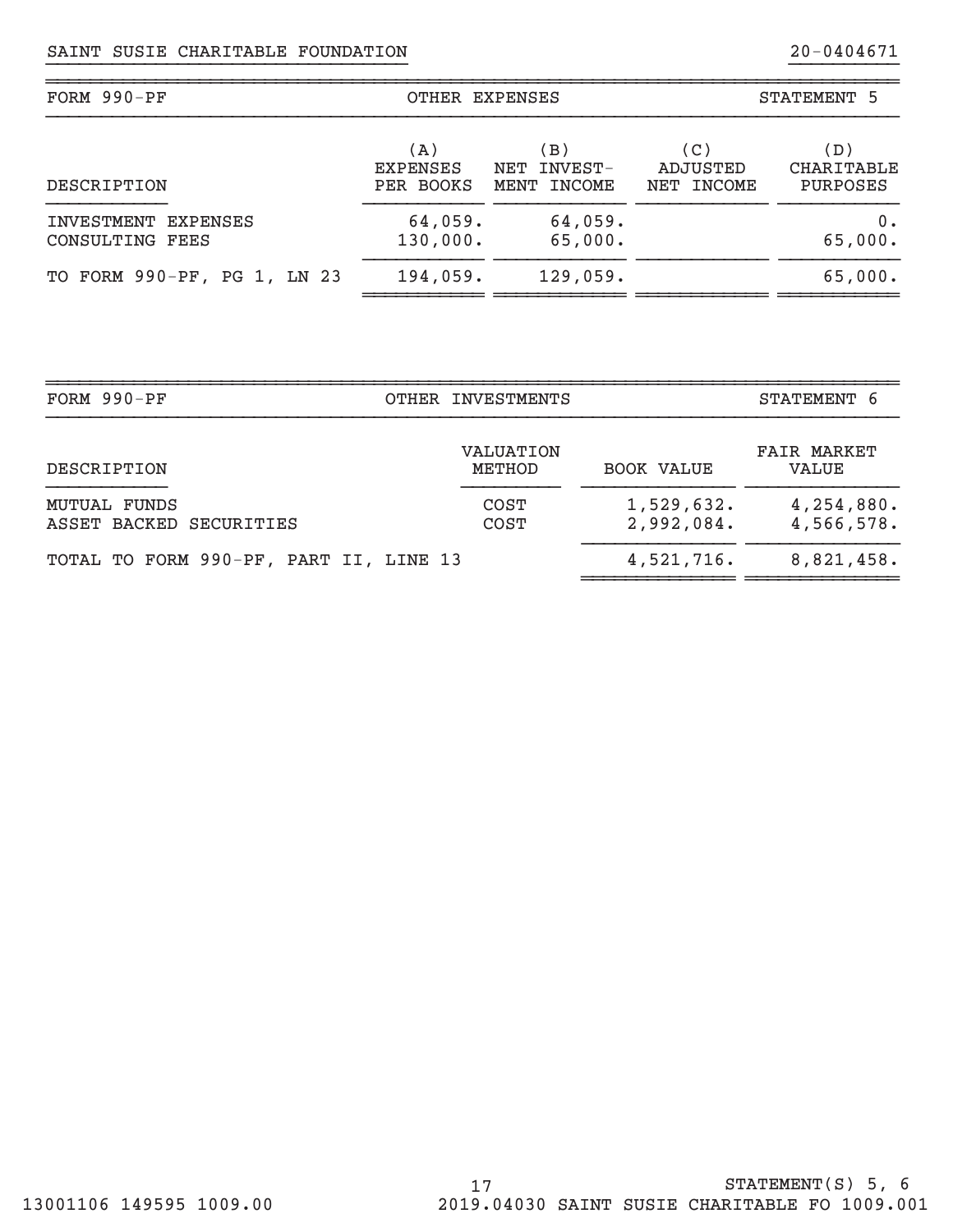SAINT SUSIE CHARITABLE FOUNDATION 20-0404671

| FORM 990-PF | OTHER EXPENSES | | | STATEMENT 5 |
|---|---|---|---|---|
| DESCRIPTION | (A) EXPENSES PER BOOKS | (B) NET INVEST- MENT INCOME | (C) ADJUSTED NET INCOME | (D) CHARITABLE PURPOSES |
| INVESTMENT EXPENSES | 64,059. | 64,059. | | 0. |
| CONSULTING FEES | 130,000. | 65,000. | | 65,000. |
| TO FORM 990-PF, PG 1, LN 23 | 194,059. | 129,059. | | 65,000. |

| FORM 990-PF | OTHER INVESTMENTS | | STATEMENT 6 |
|---|---|---|---|
| DESCRIPTION | VALUATION METHOD | BOOK VALUE | FAIR MARKET VALUE |
| MUTUAL FUNDS | COST | 1,529,632. | 4,254,880. |
| ASSET BACKED SECURITIES | COST | 2,992,084. | 4,566,578. |
| TOTAL TO FORM 990-PF, PART II, LINE 13 | | 4,521,716. | 8,821,458. |

STATEMENT(S) 5, 6

13001106 149595 1009.00 2019.04030 SAINT SUSIE CHARITABLE FO 1009.001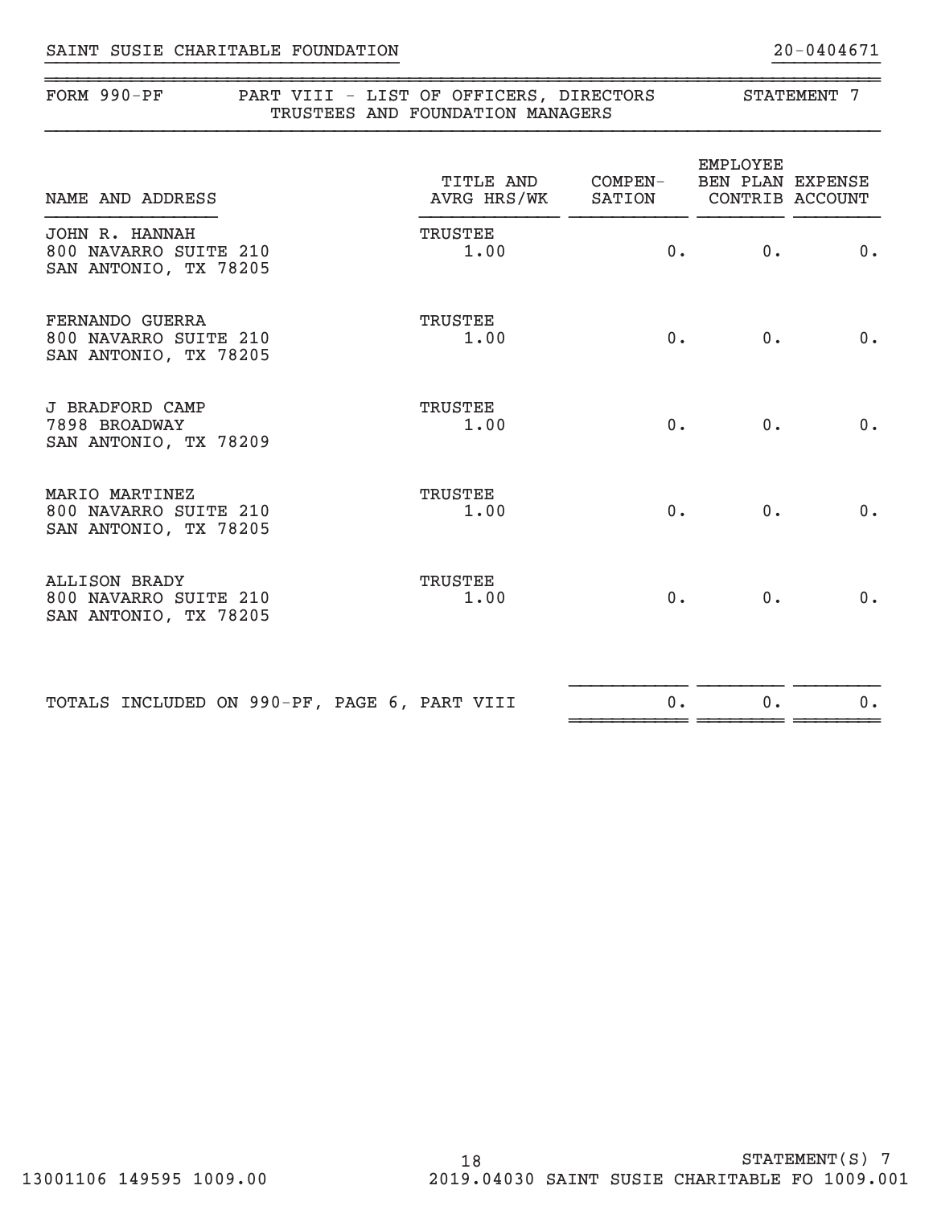SAINT SUSIE CHARITABLE FOUNDATION 20-0404671

## FORM 990-PF PART VIII - LIST OF OFFICERS, DIRECTORS TRUSTEES AND FOUNDATION MANAGERS STATEMENT 7

| NAME AND ADDRESS | TITLE AND AVRG HRS/WK | COMPEN-SATION | EMPLOYEE BEN PLAN CONTRIB | EXPENSE ACCOUNT |
|---|---|---|---|---|
| JOHN R. HANNAH<br>800 NAVARRO SUITE 210<br>SAN ANTONIO, TX 78205 | TRUSTEE<br>1.00 | 0. | 0. | 0. |
| FERNANDO GUERRA<br>800 NAVARRO SUITE 210<br>SAN ANTONIO, TX 78205 | TRUSTEE<br>1.00 | 0. | 0. | 0. |
| J BRADFORD CAMP<br>7898 BROADWAY<br>SAN ANTONIO, TX 78209 | TRUSTEE<br>1.00 | 0. | 0. | 0. |
| MARIO MARTINEZ<br>800 NAVARRO SUITE 210<br>SAN ANTONIO, TX 78205 | TRUSTEE<br>1.00 | 0. | 0. | 0. |
| ALLISON BRADY<br>800 NAVARRO SUITE 210<br>SAN ANTONIO, TX 78205 | TRUSTEE<br>1.00 | 0. | 0. | 0. |
| TOTALS INCLUDED ON 990-PF, PAGE 6, PART VIII | | 0. | 0. | 0. |

STATEMENT(S) 7

13001106 149595 1009.00 2019.04030 SAINT SUSIE CHARITABLE FO 1009.001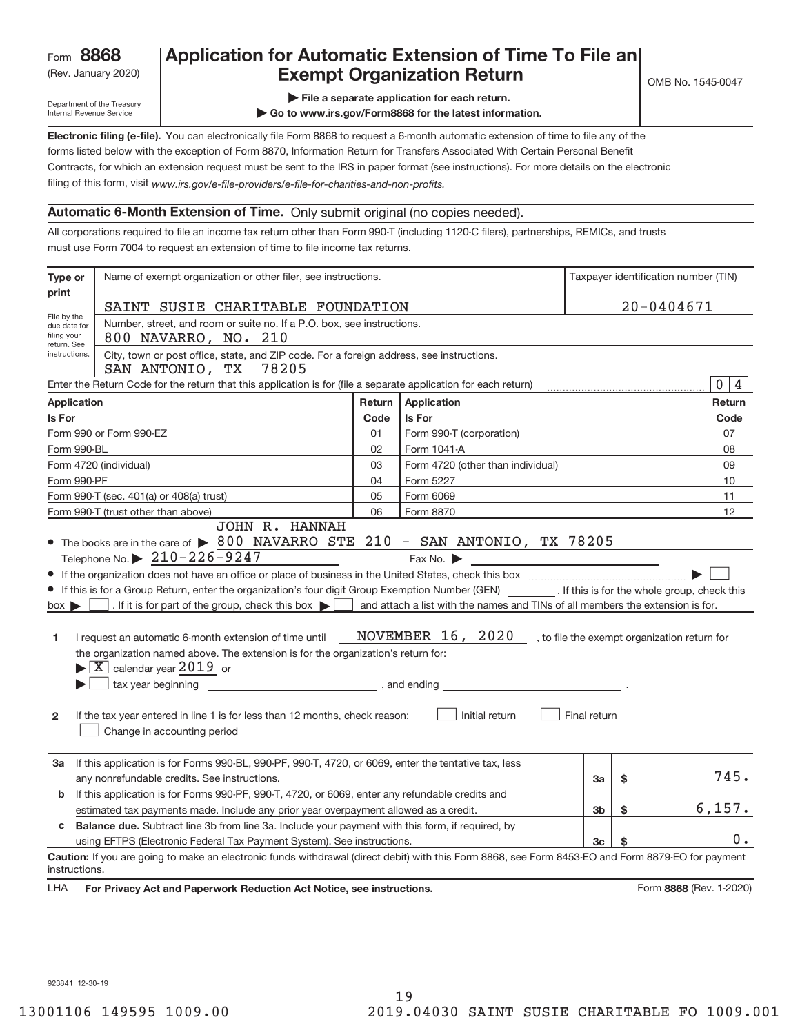Form **8868** (Rev. January 2020)

Department of the Treasury Internal Revenue Service

# Application for Automatic Extension of Time To File an Exempt Organization Return

OMB No. 1545-0047

▶ File a separate application for each return.

▶ Go to www.irs.gov/Form8868 for the latest information.

**Electronic filing (e-file).** You can electronically file Form 8868 to request a 6-month automatic extension of time to file any of the forms listed below with the exception of Form 8870, Information Return for Transfers Associated With Certain Personal Benefit Contracts, for which an extension request must be sent to the IRS in paper format (see instructions). For more details on the electronic filing of this form, visit *www.irs.gov/e-file-providers/e-file-for-charities-and-non-profits.*

## Automatic 6-Month Extension of Time. Only submit original (no copies needed).

All corporations required to file an income tax return other than Form 990-T (including 1120-C filers), partnerships, REMICs, and trusts must use Form 7004 to request an extension of time to file income tax returns.

| | | |
|---|---|---|
| **Type or print** | Name of exempt organization or other filer, see instructions.<br>SAINT SUSIE CHARITABLE FOUNDATION | Taxpayer identification number (TIN)<br>20-0404671 |
| File by the due date for filing your return. See instructions. | Number, street, and room or suite no. If a P.O. box, see instructions.<br>800 NAVARRO, NO. 210 | |
| | City, town or post office, state, and ZIP code. For a foreign address, see instructions.<br>SAN ANTONIO, TX 78205 | |

Enter the Return Code for the return that this application is for (file a separate application for each return) 0 4

| Application Is For | Return Code | Application Is For | Return Code |
|---|---|---|---|
| Form 990 or Form 990-EZ | 01 | Form 990-T (corporation) | 07 |
| Form 990-BL | 02 | Form 1041-A | 08 |
| Form 4720 (individual) | 03 | Form 4720 (other than individual) | 09 |
| Form 990-PF | 04 | Form 5227 | 10 |
| Form 990-T (sec. 401(a) or 408(a) trust) | 05 | Form 6069 | 11 |
| Form 990-T (trust other than above) | 06 | Form 8870 | 12 |

- The books are in the care of ▶ JOHN R. HANNAH 800 NAVARRO STE 210 - SAN ANTONIO, TX 78205
  Telephone No. ▶ 210-226-9247 Fax No. ▶
- If the organization does not have an office or place of business in the United States, check this box ▶ ☐
- If this is for a Group Return, enter the organization's four digit Group Exemption Number (GEN) ______ . If this is for the whole group, check this box ▶ ☐ . If it is for part of the group, check this box ▶ ☐ and attach a list with the names and TINs of all members the extension is for.

**1** I request an automatic 6-month extension of time until NOVEMBER 16, 2020 , to file the exempt organization return for the organization named above. The extension is for the organization's return for:

▶ ☒ calendar year 2019 or

▶ ☐ tax year beginning ______________ , and ending ______________ .

**2** If the tax year entered in line 1 is for less than 12 months, check reason: ☐ Initial return ☐ Final return ☐ Change in accounting period

| | | | |
|---|---|---|---|
| **3a** | If this application is for Forms 990-BL, 990-PF, 990-T, 4720, or 6069, enter the tentative tax, less any nonrefundable credits. See instructions. | 3a | $ 745. |
| **b** | If this application is for Forms 990-PF, 990-T, 4720, or 6069, enter any refundable credits and estimated tax payments made. Include any prior year overpayment allowed as a credit. | 3b | $ 6,157. |
| **c** | **Balance due.** Subtract line 3b from line 3a. Include your payment with this form, if required, by using EFTPS (Electronic Federal Tax Payment System). See instructions. | 3c | $ 0. |

**Caution:** If you are going to make an electronic funds withdrawal (direct debit) with this Form 8868, see Form 8453-EO and Form 8879-EO for payment instructions.

LHA **For Privacy Act and Paperwork Reduction Act Notice, see instructions.** Form **8868** (Rev. 1-2020)

923841 12-30-19

13001106 149595 1009.00 2019.04030 SAINT SUSIE CHARITABLE FO 1009.001